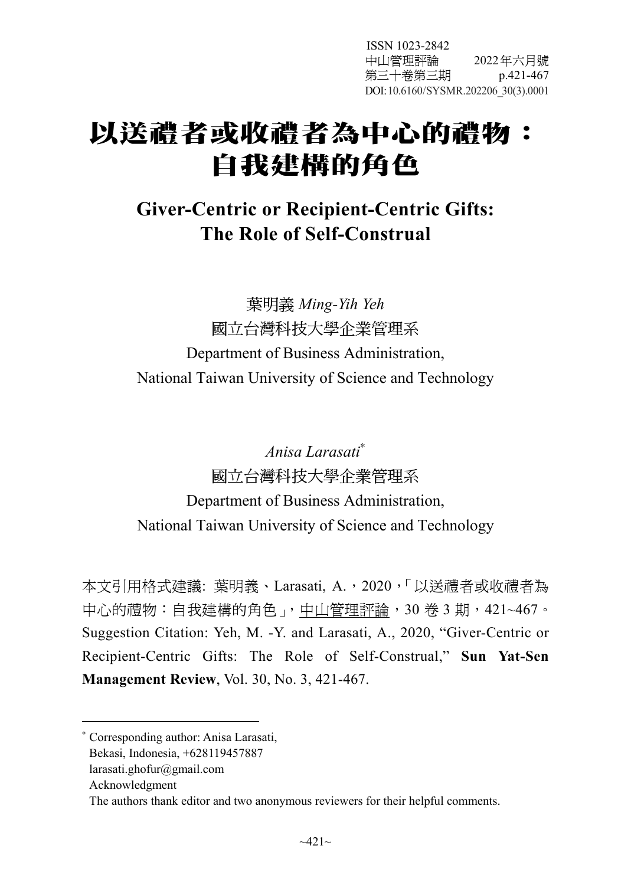ISSN 1023-2842
中山管理評論　2022年六月號
第三十卷第三期　p.421-467
DOI:10.6160/SYSMR.202206_30(3).0001

# 以送禮者或收禮者為中心的禮物：自我建構的角色

## Giver-Centric or Recipient-Centric Gifts: The Role of Self-Construal

葉明義 *Ming-Yih Yeh*
國立台灣科技大學企業管理系
Department of Business Administration,
National Taiwan University of Science and Technology

*Anisa Larasati*[*]
國立台灣科技大學企業管理系
Department of Business Administration,
National Taiwan University of Science and Technology

本文引用格式建議: 葉明義、Larasati, A.，2020，「以送禮者或收禮者為中心的禮物：自我建構的角色」，中山管理評論，30 卷 3 期，421~467。
Suggestion Citation: Yeh, M. -Y. and Larasati, A., 2020, "Giver-Centric or Recipient-Centric Gifts: The Role of Self-Construal," **Sun Yat-Sen Management Review**, Vol. 30, No. 3, 421-467.

---

[*] Corresponding author: Anisa Larasati,
Bekasi, Indonesia, +628119457887
larasati.ghofur@gmail.com
Acknowledgment
The authors thank editor and two anonymous reviewers for their helpful comments.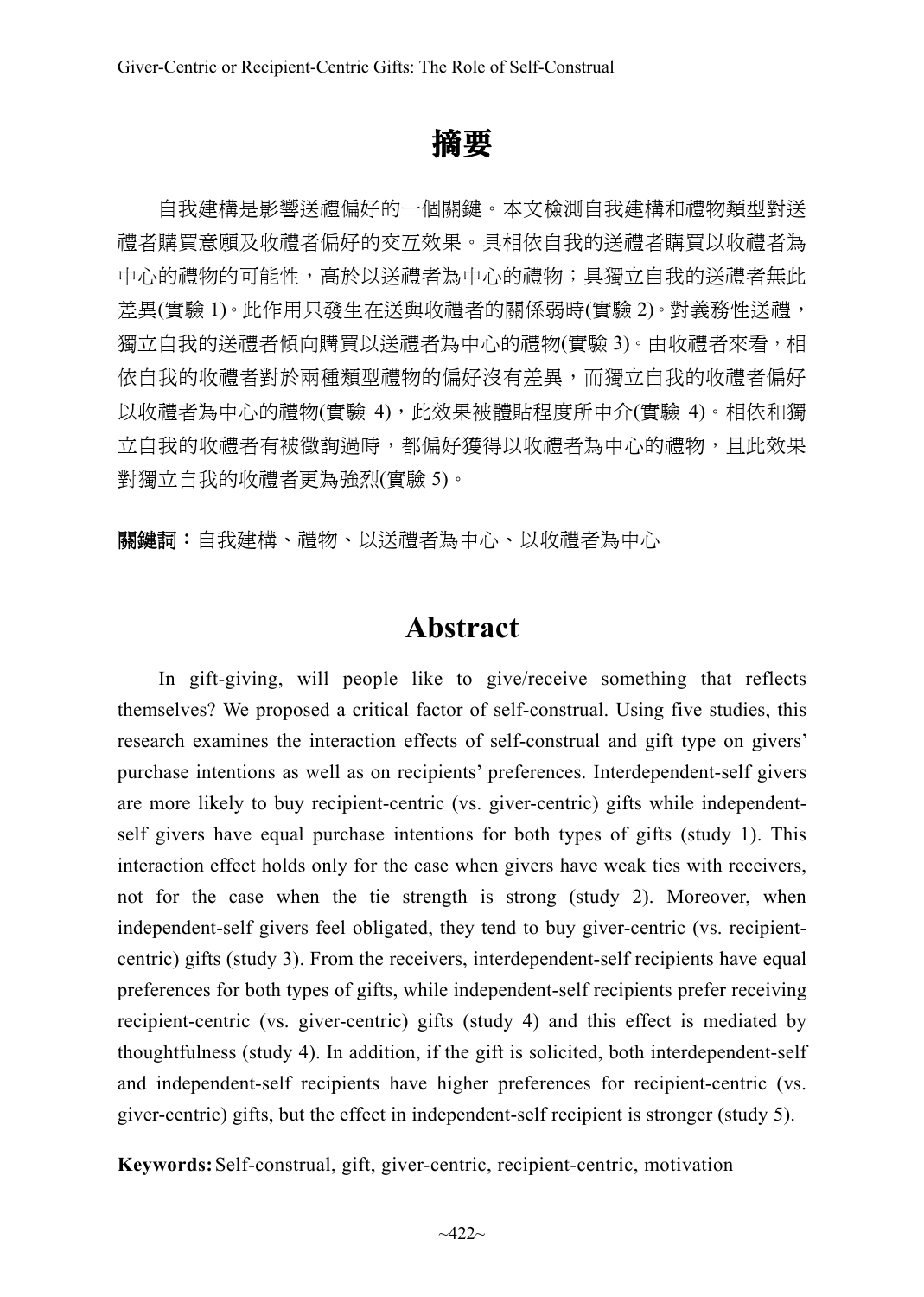# 摘要

自我建構是影響送禮偏好的一個關鍵。本文檢測自我建構和禮物類型對送禮者購買意願及收禮者偏好的交互效果。具相依自我的送禮者購買以收禮者為中心的禮物的可能性，高於以送禮者為中心的禮物；具獨立自我的送禮者無此差異(實驗 1)。此作用只發生在送與收禮者的關係弱時(實驗 2)。對義務性送禮，獨立自我的送禮者傾向購買以送禮者為中心的禮物(實驗 3)。由收禮者來看，相依自我的收禮者對於兩種類型禮物的偏好沒有差異，而獨立自我的收禮者偏好以收禮者為中心的禮物(實驗 4)，此效果被體貼程度所中介(實驗 4)。相依和獨立自我的收禮者有被徵詢過時，都偏好獲得以收禮者為中心的禮物，且此效果對獨立自我的收禮者更為強烈(實驗 5)。

**關鍵詞：**自我建構、禮物、以送禮者為中心、以收禮者為中心

# Abstract

In gift-giving, will people like to give/receive something that reflects themselves? We proposed a critical factor of self-construal. Using five studies, this research examines the interaction effects of self-construal and gift type on givers' purchase intentions as well as on recipients' preferences. Interdependent-self givers are more likely to buy recipient-centric (vs. giver-centric) gifts while independent-self givers have equal purchase intentions for both types of gifts (study 1). This interaction effect holds only for the case when givers have weak ties with receivers, not for the case when the tie strength is strong (study 2). Moreover, when independent-self givers feel obligated, they tend to buy giver-centric (vs. recipient-centric) gifts (study 3). From the receivers, interdependent-self recipients have equal preferences for both types of gifts, while independent-self recipients prefer receiving recipient-centric (vs. giver-centric) gifts (study 4) and this effect is mediated by thoughtfulness (study 4). In addition, if the gift is solicited, both interdependent-self and independent-self recipients have higher preferences for recipient-centric (vs. giver-centric) gifts, but the effect in independent-self recipient is stronger (study 5).

**Keywords:** Self-construal, gift, giver-centric, recipient-centric, motivation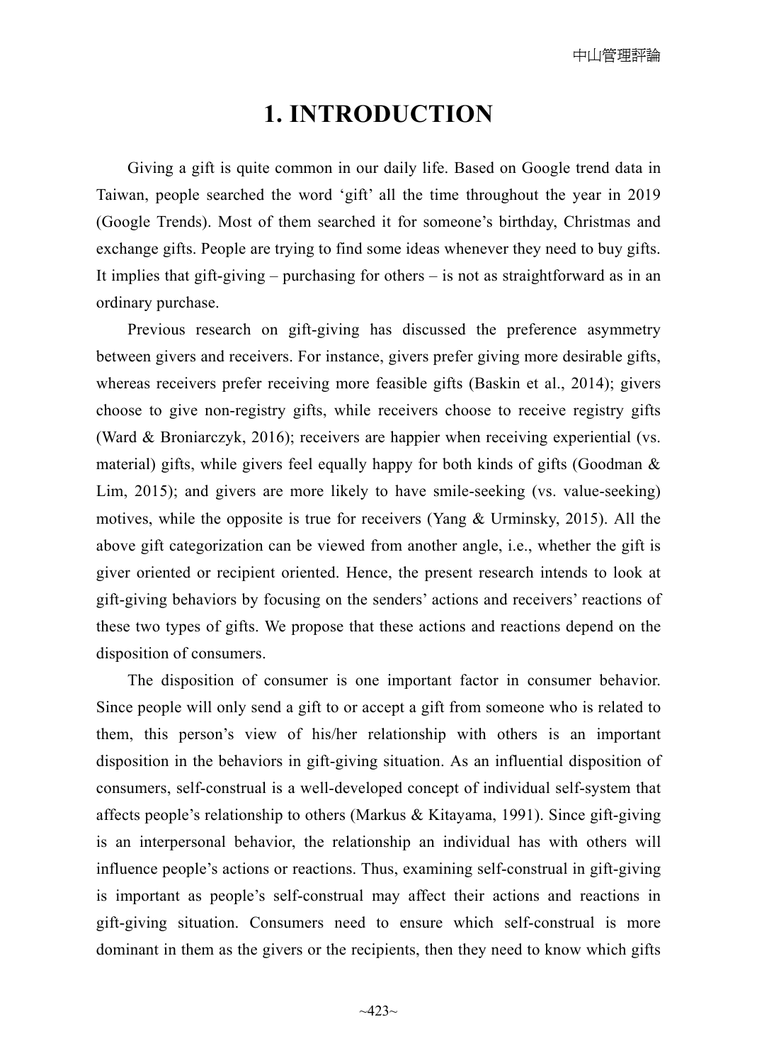# 1. INTRODUCTION

Giving a gift is quite common in our daily life. Based on Google trend data in Taiwan, people searched the word 'gift' all the time throughout the year in 2019 (Google Trends). Most of them searched it for someone's birthday, Christmas and exchange gifts. People are trying to find some ideas whenever they need to buy gifts. It implies that gift-giving – purchasing for others – is not as straightforward as in an ordinary purchase.

Previous research on gift-giving has discussed the preference asymmetry between givers and receivers. For instance, givers prefer giving more desirable gifts, whereas receivers prefer receiving more feasible gifts (Baskin et al., 2014); givers choose to give non-registry gifts, while receivers choose to receive registry gifts (Ward & Broniarczyk, 2016); receivers are happier when receiving experiential (vs. material) gifts, while givers feel equally happy for both kinds of gifts (Goodman & Lim, 2015); and givers are more likely to have smile-seeking (vs. value-seeking) motives, while the opposite is true for receivers (Yang & Urminsky, 2015). All the above gift categorization can be viewed from another angle, i.e., whether the gift is giver oriented or recipient oriented. Hence, the present research intends to look at gift-giving behaviors by focusing on the senders' actions and receivers' reactions of these two types of gifts. We propose that these actions and reactions depend on the disposition of consumers.

The disposition of consumer is one important factor in consumer behavior. Since people will only send a gift to or accept a gift from someone who is related to them, this person's view of his/her relationship with others is an important disposition in the behaviors in gift-giving situation. As an influential disposition of consumers, self-construal is a well-developed concept of individual self-system that affects people's relationship to others (Markus & Kitayama, 1991). Since gift-giving is an interpersonal behavior, the relationship an individual has with others will influence people's actions or reactions. Thus, examining self-construal in gift-giving is important as people's self-construal may affect their actions and reactions in gift-giving situation. Consumers need to ensure which self-construal is more dominant in them as the givers or the recipients, then they need to know which gifts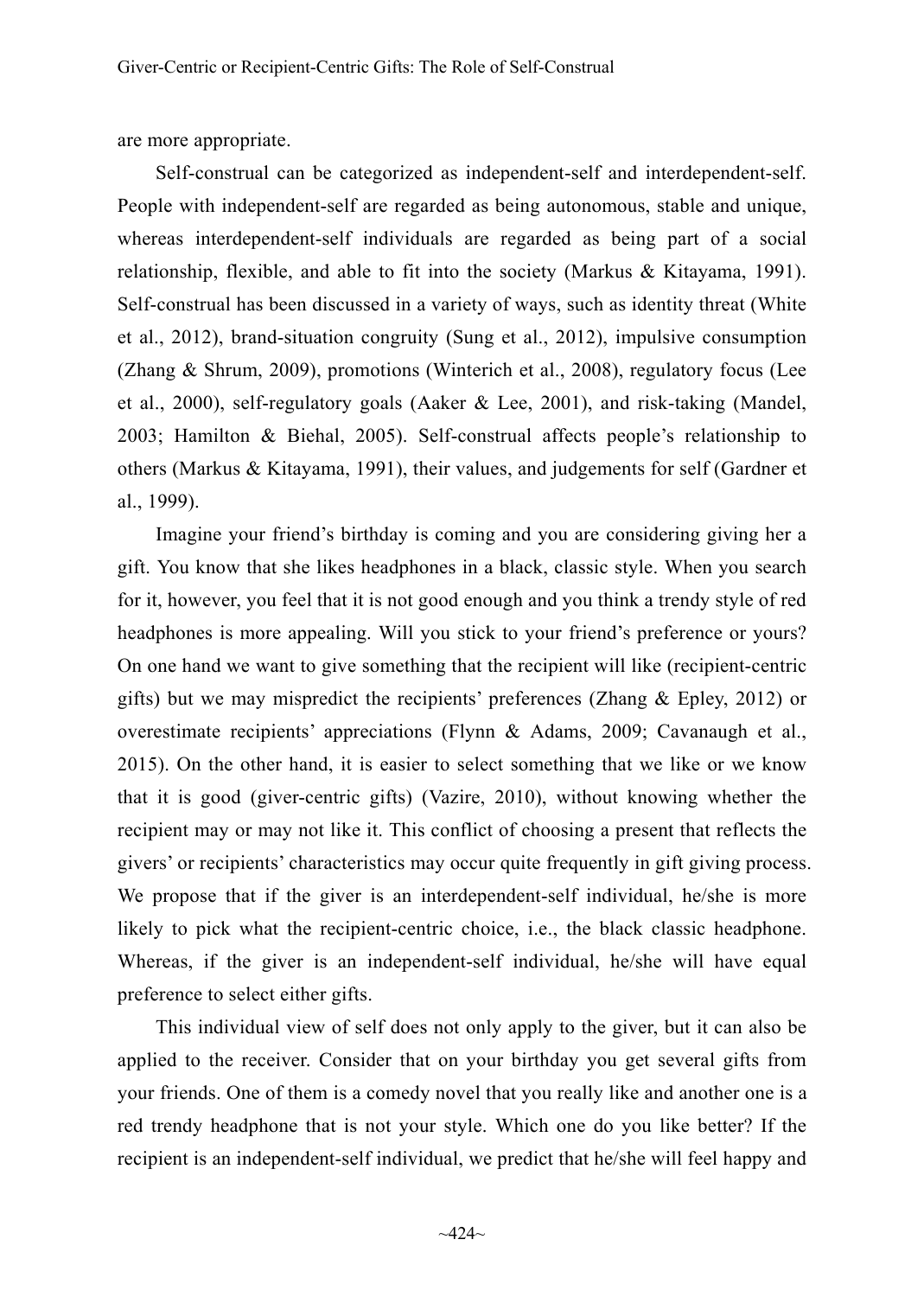are more appropriate.

Self-construal can be categorized as independent-self and interdependent-self. People with independent-self are regarded as being autonomous, stable and unique, whereas interdependent-self individuals are regarded as being part of a social relationship, flexible, and able to fit into the society (Markus & Kitayama, 1991). Self-construal has been discussed in a variety of ways, such as identity threat (White et al., 2012), brand-situation congruity (Sung et al., 2012), impulsive consumption (Zhang & Shrum, 2009), promotions (Winterich et al., 2008), regulatory focus (Lee et al., 2000), self-regulatory goals (Aaker & Lee, 2001), and risk-taking (Mandel, 2003; Hamilton & Biehal, 2005). Self-construal affects people's relationship to others (Markus & Kitayama, 1991), their values, and judgements for self (Gardner et al., 1999).

Imagine your friend's birthday is coming and you are considering giving her a gift. You know that she likes headphones in a black, classic style. When you search for it, however, you feel that it is not good enough and you think a trendy style of red headphones is more appealing. Will you stick to your friend's preference or yours? On one hand we want to give something that the recipient will like (recipient-centric gifts) but we may mispredict the recipients' preferences (Zhang & Epley, 2012) or overestimate recipients' appreciations (Flynn & Adams, 2009; Cavanaugh et al., 2015). On the other hand, it is easier to select something that we like or we know that it is good (giver-centric gifts) (Vazire, 2010), without knowing whether the recipient may or may not like it. This conflict of choosing a present that reflects the givers' or recipients' characteristics may occur quite frequently in gift giving process. We propose that if the giver is an interdependent-self individual, he/she is more likely to pick what the recipient-centric choice, i.e., the black classic headphone. Whereas, if the giver is an independent-self individual, he/she will have equal preference to select either gifts.

This individual view of self does not only apply to the giver, but it can also be applied to the receiver. Consider that on your birthday you get several gifts from your friends. One of them is a comedy novel that you really like and another one is a red trendy headphone that is not your style. Which one do you like better? If the recipient is an independent-self individual, we predict that he/she will feel happy and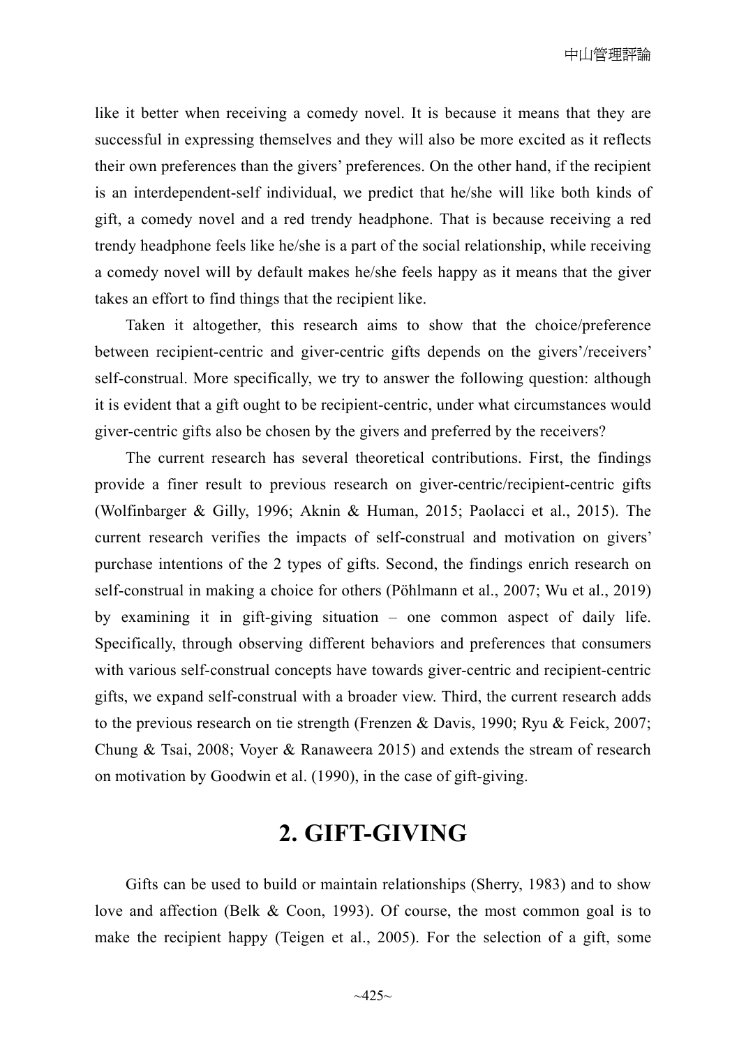like it better when receiving a comedy novel. It is because it means that they are successful in expressing themselves and they will also be more excited as it reflects their own preferences than the givers' preferences. On the other hand, if the recipient is an interdependent-self individual, we predict that he/she will like both kinds of gift, a comedy novel and a red trendy headphone. That is because receiving a red trendy headphone feels like he/she is a part of the social relationship, while receiving a comedy novel will by default makes he/she feels happy as it means that the giver takes an effort to find things that the recipient like.

Taken it altogether, this research aims to show that the choice/preference between recipient-centric and giver-centric gifts depends on the givers'/receivers' self-construal. More specifically, we try to answer the following question: although it is evident that a gift ought to be recipient-centric, under what circumstances would giver-centric gifts also be chosen by the givers and preferred by the receivers?

The current research has several theoretical contributions. First, the findings provide a finer result to previous research on giver-centric/recipient-centric gifts (Wolfinbarger & Gilly, 1996; Aknin & Human, 2015; Paolacci et al., 2015). The current research verifies the impacts of self-construal and motivation on givers' purchase intentions of the 2 types of gifts. Second, the findings enrich research on self-construal in making a choice for others (Pöhlmann et al., 2007; Wu et al., 2019) by examining it in gift-giving situation – one common aspect of daily life. Specifically, through observing different behaviors and preferences that consumers with various self-construal concepts have towards giver-centric and recipient-centric gifts, we expand self-construal with a broader view. Third, the current research adds to the previous research on tie strength (Frenzen & Davis, 1990; Ryu & Feick, 2007; Chung & Tsai, 2008; Voyer & Ranaweera 2015) and extends the stream of research on motivation by Goodwin et al. (1990), in the case of gift-giving.

# 2. GIFT-GIVING

Gifts can be used to build or maintain relationships (Sherry, 1983) and to show love and affection (Belk & Coon, 1993). Of course, the most common goal is to make the recipient happy (Teigen et al., 2005). For the selection of a gift, some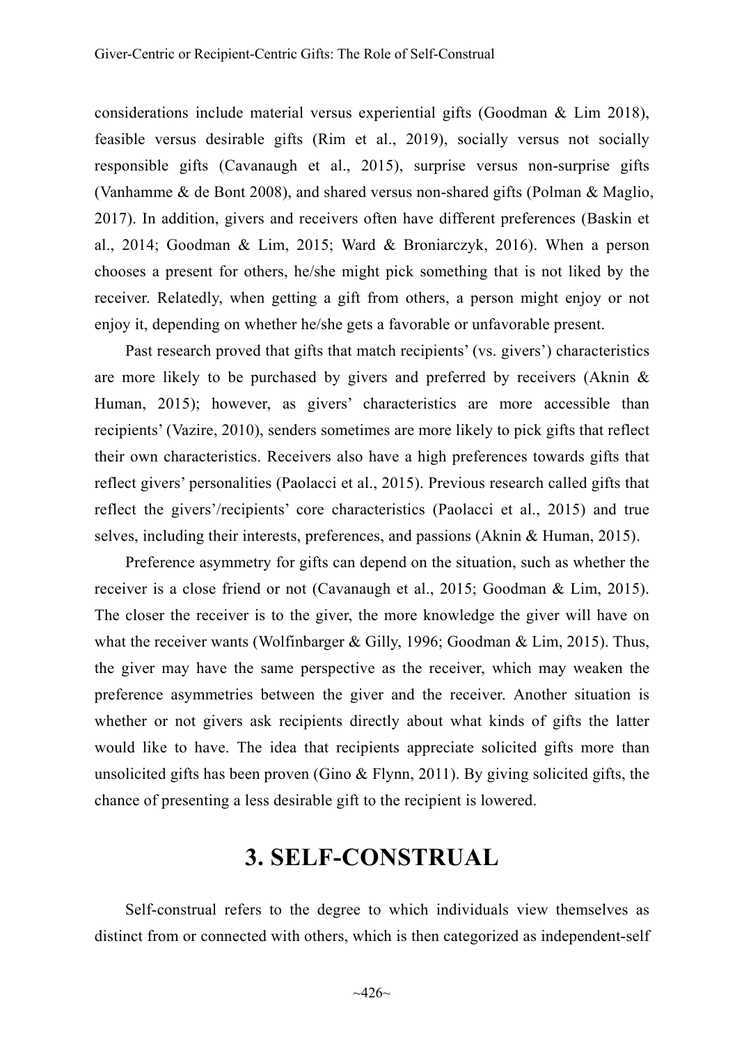considerations include material versus experiential gifts (Goodman & Lim 2018), feasible versus desirable gifts (Rim et al., 2019), socially versus not socially responsible gifts (Cavanaugh et al., 2015), surprise versus non-surprise gifts (Vanhamme & de Bont 2008), and shared versus non-shared gifts (Polman & Maglio, 2017). In addition, givers and receivers often have different preferences (Baskin et al., 2014; Goodman & Lim, 2015; Ward & Broniarczyk, 2016). When a person chooses a present for others, he/she might pick something that is not liked by the receiver. Relatedly, when getting a gift from others, a person might enjoy or not enjoy it, depending on whether he/she gets a favorable or unfavorable present.

Past research proved that gifts that match recipients' (vs. givers') characteristics are more likely to be purchased by givers and preferred by receivers (Aknin & Human, 2015); however, as givers' characteristics are more accessible than recipients' (Vazire, 2010), senders sometimes are more likely to pick gifts that reflect their own characteristics. Receivers also have a high preferences towards gifts that reflect givers' personalities (Paolacci et al., 2015). Previous research called gifts that reflect the givers'/recipients' core characteristics (Paolacci et al., 2015) and true selves, including their interests, preferences, and passions (Aknin & Human, 2015).

Preference asymmetry for gifts can depend on the situation, such as whether the receiver is a close friend or not (Cavanaugh et al., 2015; Goodman & Lim, 2015). The closer the receiver is to the giver, the more knowledge the giver will have on what the receiver wants (Wolfinbarger & Gilly, 1996; Goodman & Lim, 2015). Thus, the giver may have the same perspective as the receiver, which may weaken the preference asymmetries between the giver and the receiver. Another situation is whether or not givers ask recipients directly about what kinds of gifts the latter would like to have. The idea that recipients appreciate solicited gifts more than unsolicited gifts has been proven (Gino & Flynn, 2011). By giving solicited gifts, the chance of presenting a less desirable gift to the recipient is lowered.

# 3. SELF-CONSTRUAL

Self-construal refers to the degree to which individuals view themselves as distinct from or connected with others, which is then categorized as independent-self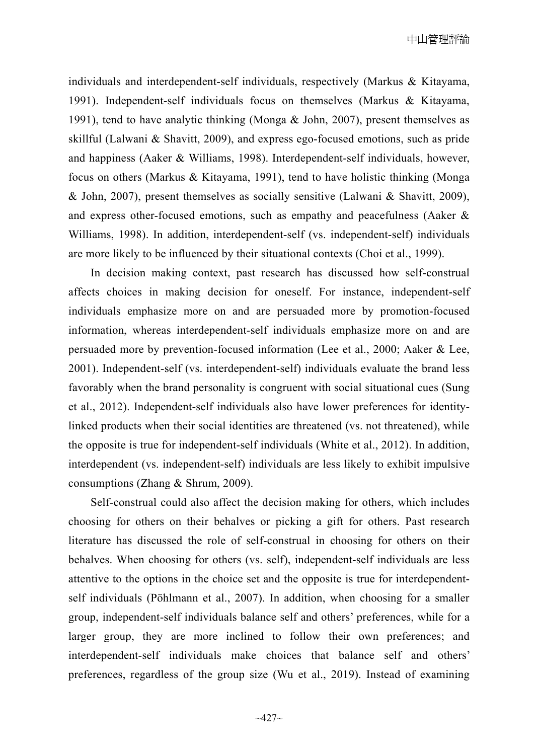individuals and interdependent-self individuals, respectively (Markus & Kitayama, 1991). Independent-self individuals focus on themselves (Markus & Kitayama, 1991), tend to have analytic thinking (Monga & John, 2007), present themselves as skillful (Lalwani & Shavitt, 2009), and express ego-focused emotions, such as pride and happiness (Aaker & Williams, 1998). Interdependent-self individuals, however, focus on others (Markus & Kitayama, 1991), tend to have holistic thinking (Monga & John, 2007), present themselves as socially sensitive (Lalwani & Shavitt, 2009), and express other-focused emotions, such as empathy and peacefulness (Aaker & Williams, 1998). In addition, interdependent-self (vs. independent-self) individuals are more likely to be influenced by their situational contexts (Choi et al., 1999).

In decision making context, past research has discussed how self-construal affects choices in making decision for oneself. For instance, independent-self individuals emphasize more on and are persuaded more by promotion-focused information, whereas interdependent-self individuals emphasize more on and are persuaded more by prevention-focused information (Lee et al., 2000; Aaker & Lee, 2001). Independent-self (vs. interdependent-self) individuals evaluate the brand less favorably when the brand personality is congruent with social situational cues (Sung et al., 2012). Independent-self individuals also have lower preferences for identity-linked products when their social identities are threatened (vs. not threatened), while the opposite is true for independent-self individuals (White et al., 2012). In addition, interdependent (vs. independent-self) individuals are less likely to exhibit impulsive consumptions (Zhang & Shrum, 2009).

Self-construal could also affect the decision making for others, which includes choosing for others on their behalves or picking a gift for others. Past research literature has discussed the role of self-construal in choosing for others on their behalves. When choosing for others (vs. self), independent-self individuals are less attentive to the options in the choice set and the opposite is true for interdependent-self individuals (Pöhlmann et al., 2007). In addition, when choosing for a smaller group, independent-self individuals balance self and others' preferences, while for a larger group, they are more inclined to follow their own preferences; and interdependent-self individuals make choices that balance self and others' preferences, regardless of the group size (Wu et al., 2019). Instead of examining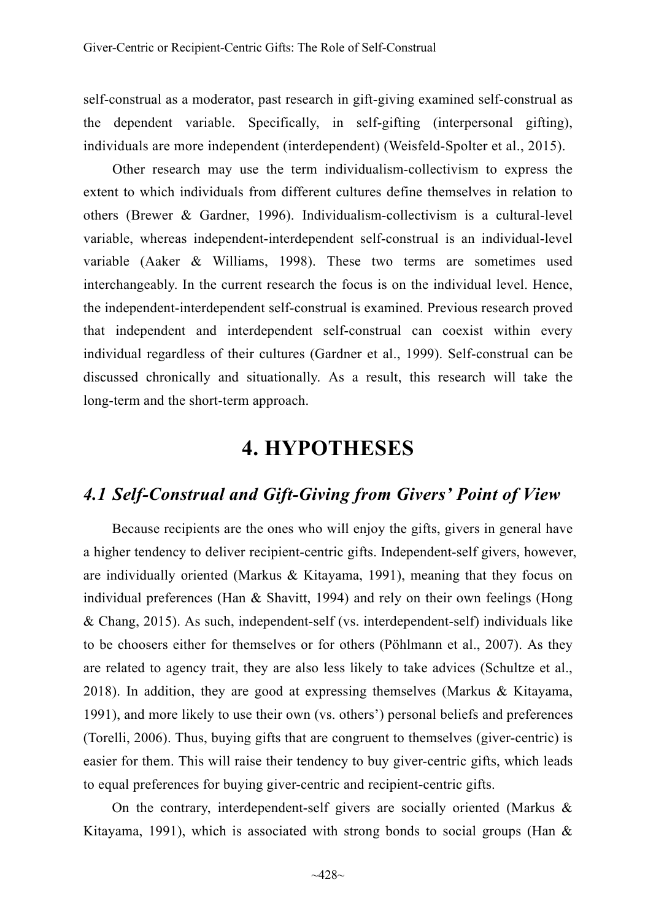self-construal as a moderator, past research in gift-giving examined self-construal as the dependent variable. Specifically, in self-gifting (interpersonal gifting), individuals are more independent (interdependent) (Weisfeld-Spolter et al., 2015).

Other research may use the term individualism-collectivism to express the extent to which individuals from different cultures define themselves in relation to others (Brewer & Gardner, 1996). Individualism-collectivism is a cultural-level variable, whereas independent-interdependent self-construal is an individual-level variable (Aaker & Williams, 1998). These two terms are sometimes used interchangeably. In the current research the focus is on the individual level. Hence, the independent-interdependent self-construal is examined. Previous research proved that independent and interdependent self-construal can coexist within every individual regardless of their cultures (Gardner et al., 1999). Self-construal can be discussed chronically and situationally. As a result, this research will take the long-term and the short-term approach.

# 4. HYPOTHESES

## *4.1 Self-Construal and Gift-Giving from Givers' Point of View*

Because recipients are the ones who will enjoy the gifts, givers in general have a higher tendency to deliver recipient-centric gifts. Independent-self givers, however, are individually oriented (Markus & Kitayama, 1991), meaning that they focus on individual preferences (Han & Shavitt, 1994) and rely on their own feelings (Hong & Chang, 2015). As such, independent-self (vs. interdependent-self) individuals like to be choosers either for themselves or for others (Pöhlmann et al., 2007). As they are related to agency trait, they are also less likely to take advices (Schultze et al., 2018). In addition, they are good at expressing themselves (Markus & Kitayama, 1991), and more likely to use their own (vs. others') personal beliefs and preferences (Torelli, 2006). Thus, buying gifts that are congruent to themselves (giver-centric) is easier for them. This will raise their tendency to buy giver-centric gifts, which leads to equal preferences for buying giver-centric and recipient-centric gifts.

On the contrary, interdependent-self givers are socially oriented (Markus & Kitayama, 1991), which is associated with strong bonds to social groups (Han &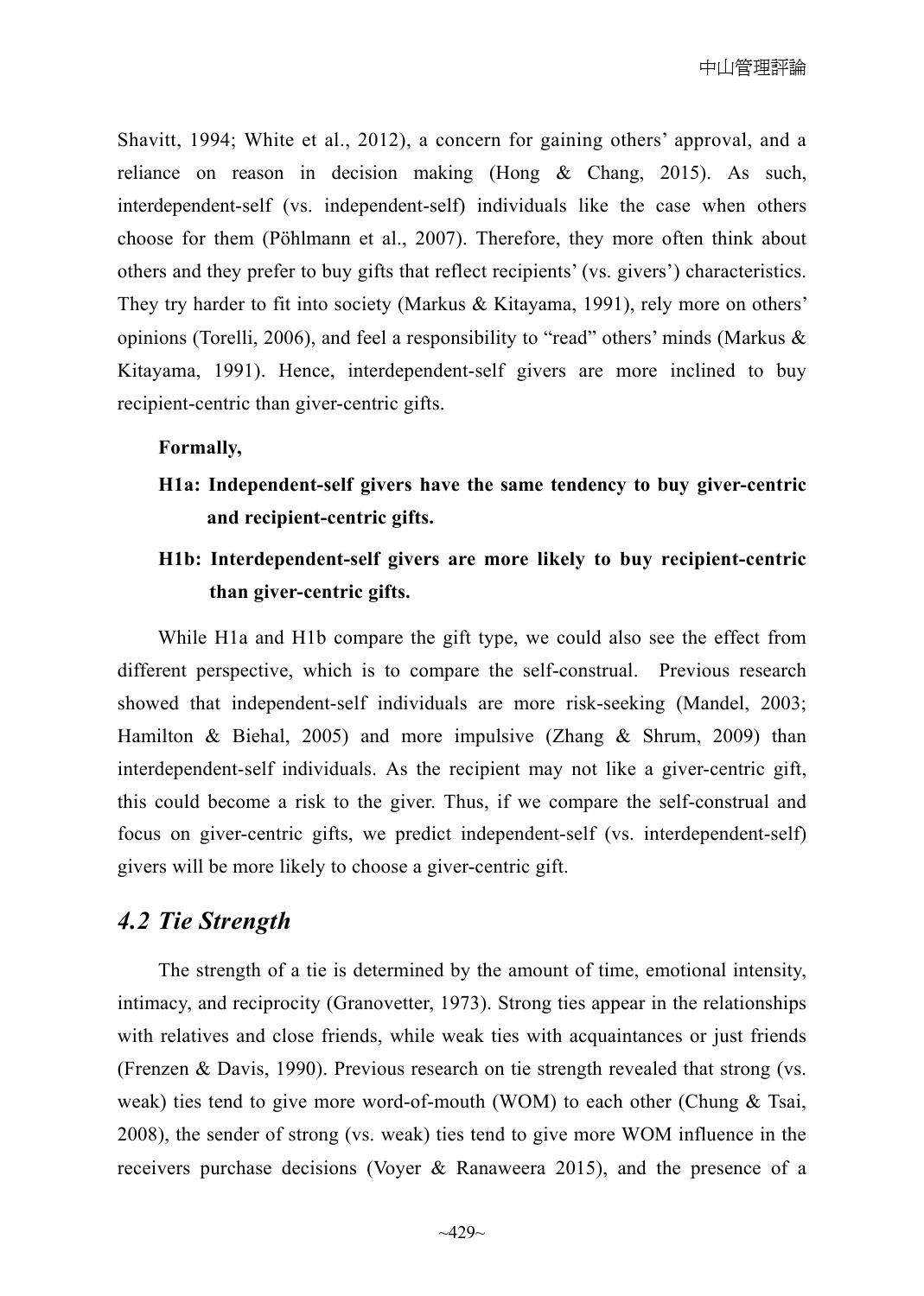Shavitt, 1994; White et al., 2012), a concern for gaining others' approval, and a reliance on reason in decision making (Hong & Chang, 2015). As such, interdependent-self (vs. independent-self) individuals like the case when others choose for them (Pöhlmann et al., 2007). Therefore, they more often think about others and they prefer to buy gifts that reflect recipients' (vs. givers') characteristics. They try harder to fit into society (Markus & Kitayama, 1991), rely more on others' opinions (Torelli, 2006), and feel a responsibility to "read" others' minds (Markus & Kitayama, 1991). Hence, interdependent-self givers are more inclined to buy recipient-centric than giver-centric gifts.

**Formally,**

**H1a: Independent-self givers have the same tendency to buy giver-centric and recipient-centric gifts.**

**H1b: Interdependent-self givers are more likely to buy recipient-centric than giver-centric gifts.**

While H1a and H1b compare the gift type, we could also see the effect from different perspective, which is to compare the self-construal. Previous research showed that independent-self individuals are more risk-seeking (Mandel, 2003; Hamilton & Biehal, 2005) and more impulsive (Zhang & Shrum, 2009) than interdependent-self individuals. As the recipient may not like a giver-centric gift, this could become a risk to the giver. Thus, if we compare the self-construal and focus on giver-centric gifts, we predict independent-self (vs. interdependent-self) givers will be more likely to choose a giver-centric gift.

## *4.2 Tie Strength*

The strength of a tie is determined by the amount of time, emotional intensity, intimacy, and reciprocity (Granovetter, 1973). Strong ties appear in the relationships with relatives and close friends, while weak ties with acquaintances or just friends (Frenzen & Davis, 1990). Previous research on tie strength revealed that strong (vs. weak) ties tend to give more word-of-mouth (WOM) to each other (Chung & Tsai, 2008), the sender of strong (vs. weak) ties tend to give more WOM influence in the receivers purchase decisions (Voyer & Ranaweera 2015), and the presence of a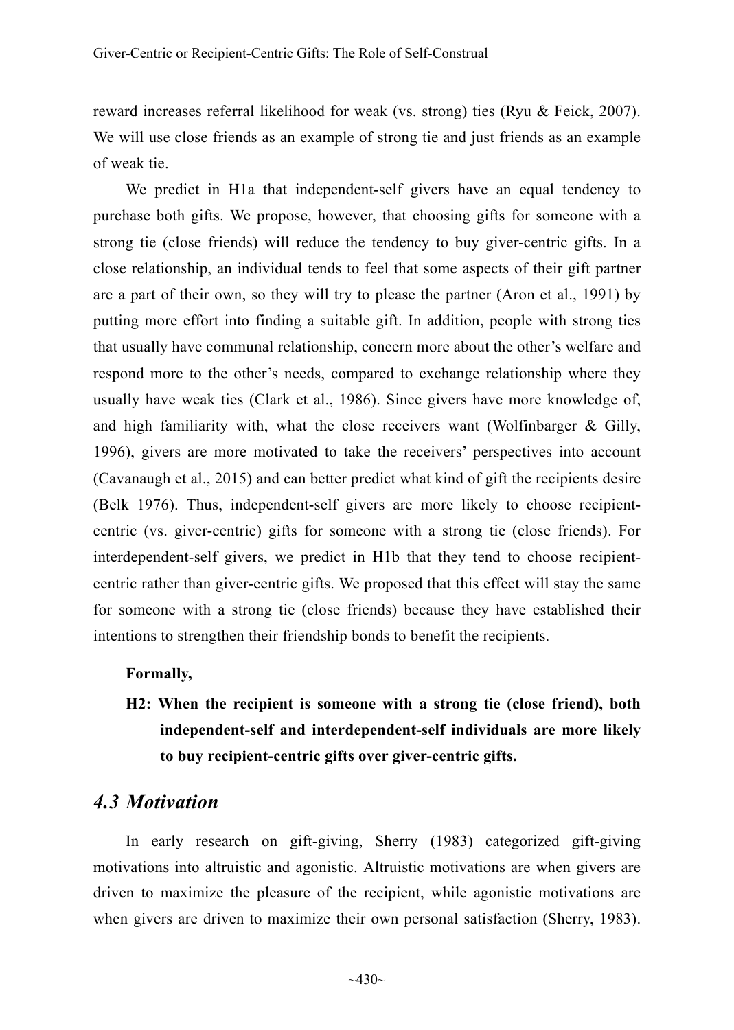reward increases referral likelihood for weak (vs. strong) ties (Ryu & Feick, 2007). We will use close friends as an example of strong tie and just friends as an example of weak tie.

We predict in H1a that independent-self givers have an equal tendency to purchase both gifts. We propose, however, that choosing gifts for someone with a strong tie (close friends) will reduce the tendency to buy giver-centric gifts. In a close relationship, an individual tends to feel that some aspects of their gift partner are a part of their own, so they will try to please the partner (Aron et al., 1991) by putting more effort into finding a suitable gift. In addition, people with strong ties that usually have communal relationship, concern more about the other's welfare and respond more to the other's needs, compared to exchange relationship where they usually have weak ties (Clark et al., 1986). Since givers have more knowledge of, and high familiarity with, what the close receivers want (Wolfinbarger & Gilly, 1996), givers are more motivated to take the receivers' perspectives into account (Cavanaugh et al., 2015) and can better predict what kind of gift the recipients desire (Belk 1976). Thus, independent-self givers are more likely to choose recipient-centric (vs. giver-centric) gifts for someone with a strong tie (close friends). For interdependent-self givers, we predict in H1b that they tend to choose recipient-centric rather than giver-centric gifts. We proposed that this effect will stay the same for someone with a strong tie (close friends) because they have established their intentions to strengthen their friendship bonds to benefit the recipients.

**Formally,**

**H2: When the recipient is someone with a strong tie (close friend), both independent-self and interdependent-self individuals are more likely to buy recipient-centric gifts over giver-centric gifts.**

## *4.3 Motivation*

In early research on gift-giving, Sherry (1983) categorized gift-giving motivations into altruistic and agonistic. Altruistic motivations are when givers are driven to maximize the pleasure of the recipient, while agonistic motivations are when givers are driven to maximize their own personal satisfaction (Sherry, 1983).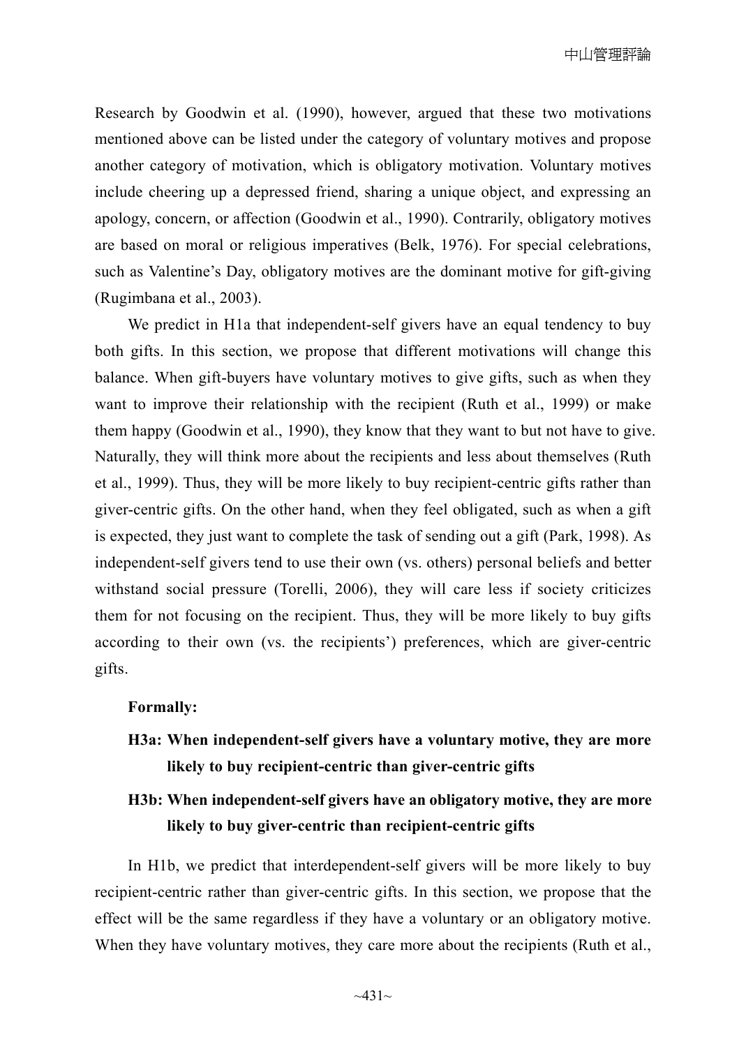Research by Goodwin et al. (1990), however, argued that these two motivations mentioned above can be listed under the category of voluntary motives and propose another category of motivation, which is obligatory motivation. Voluntary motives include cheering up a depressed friend, sharing a unique object, and expressing an apology, concern, or affection (Goodwin et al., 1990). Contrarily, obligatory motives are based on moral or religious imperatives (Belk, 1976). For special celebrations, such as Valentine's Day, obligatory motives are the dominant motive for gift-giving (Rugimbana et al., 2003).

We predict in H1a that independent-self givers have an equal tendency to buy both gifts. In this section, we propose that different motivations will change this balance. When gift-buyers have voluntary motives to give gifts, such as when they want to improve their relationship with the recipient (Ruth et al., 1999) or make them happy (Goodwin et al., 1990), they know that they want to but not have to give. Naturally, they will think more about the recipients and less about themselves (Ruth et al., 1999). Thus, they will be more likely to buy recipient-centric gifts rather than giver-centric gifts. On the other hand, when they feel obligated, such as when a gift is expected, they just want to complete the task of sending out a gift (Park, 1998). As independent-self givers tend to use their own (vs. others) personal beliefs and better withstand social pressure (Torelli, 2006), they will care less if society criticizes them for not focusing on the recipient. Thus, they will be more likely to buy gifts according to their own (vs. the recipients') preferences, which are giver-centric gifts.

**Formally:**

**H3a: When independent-self givers have a voluntary motive, they are more likely to buy recipient-centric than giver-centric gifts**

**H3b: When independent-self givers have an obligatory motive, they are more likely to buy giver-centric than recipient-centric gifts**

In H1b, we predict that interdependent-self givers will be more likely to buy recipient-centric rather than giver-centric gifts. In this section, we propose that the effect will be the same regardless if they have a voluntary or an obligatory motive. When they have voluntary motives, they care more about the recipients (Ruth et al.,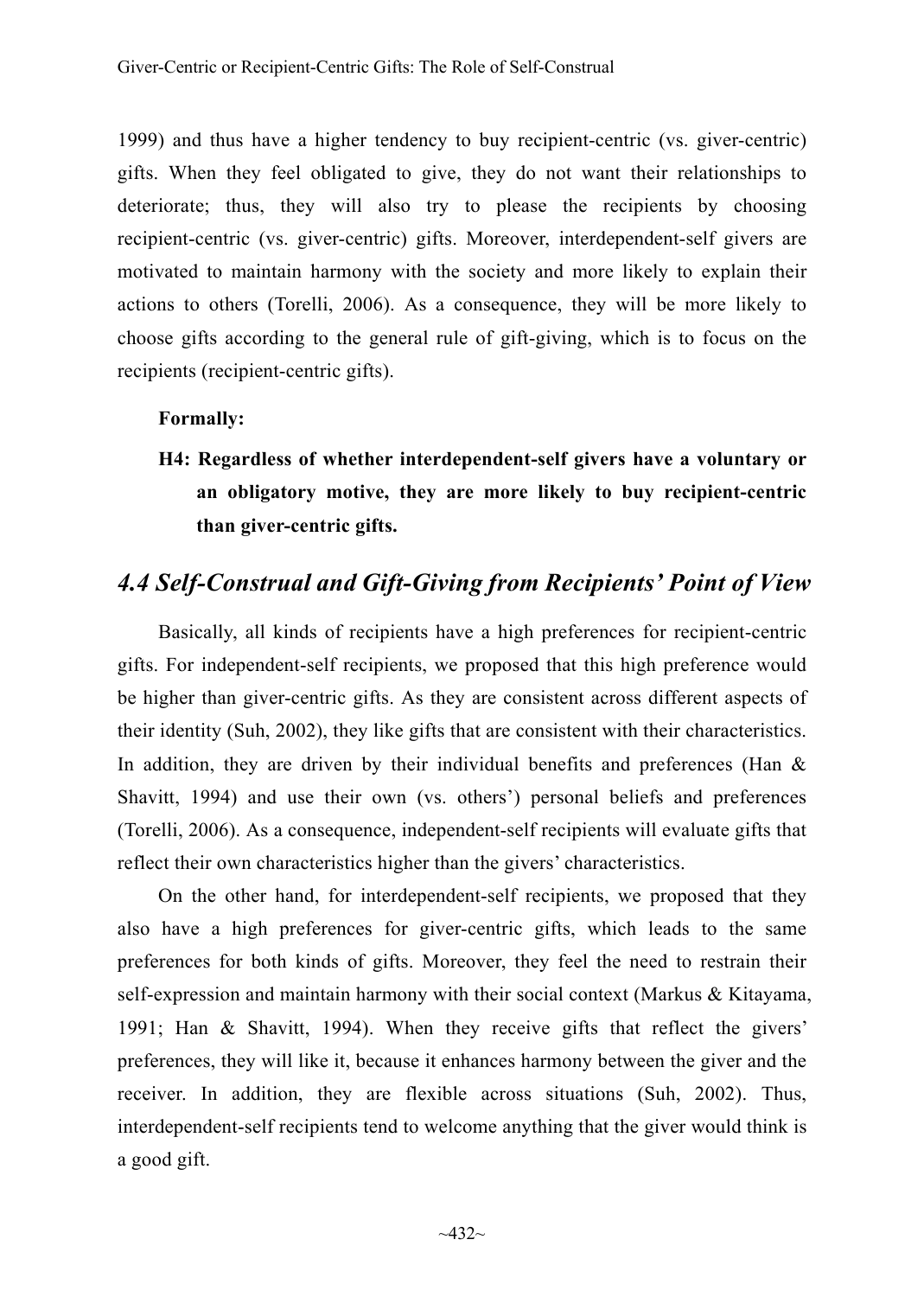1999) and thus have a higher tendency to buy recipient-centric (vs. giver-centric) gifts. When they feel obligated to give, they do not want their relationships to deteriorate; thus, they will also try to please the recipients by choosing recipient-centric (vs. giver-centric) gifts. Moreover, interdependent-self givers are motivated to maintain harmony with the society and more likely to explain their actions to others (Torelli, 2006). As a consequence, they will be more likely to choose gifts according to the general rule of gift-giving, which is to focus on the recipients (recipient-centric gifts).

**Formally:**

**H4: Regardless of whether interdependent-self givers have a voluntary or an obligatory motive, they are more likely to buy recipient-centric than giver-centric gifts.**

## *4.4 Self-Construal and Gift-Giving from Recipients' Point of View*

Basically, all kinds of recipients have a high preferences for recipient-centric gifts. For independent-self recipients, we proposed that this high preference would be higher than giver-centric gifts. As they are consistent across different aspects of their identity (Suh, 2002), they like gifts that are consistent with their characteristics. In addition, they are driven by their individual benefits and preferences (Han & Shavitt, 1994) and use their own (vs. others') personal beliefs and preferences (Torelli, 2006). As a consequence, independent-self recipients will evaluate gifts that reflect their own characteristics higher than the givers' characteristics.

On the other hand, for interdependent-self recipients, we proposed that they also have a high preferences for giver-centric gifts, which leads to the same preferences for both kinds of gifts. Moreover, they feel the need to restrain their self-expression and maintain harmony with their social context (Markus & Kitayama, 1991; Han & Shavitt, 1994). When they receive gifts that reflect the givers' preferences, they will like it, because it enhances harmony between the giver and the receiver. In addition, they are flexible across situations (Suh, 2002). Thus, interdependent-self recipients tend to welcome anything that the giver would think is a good gift.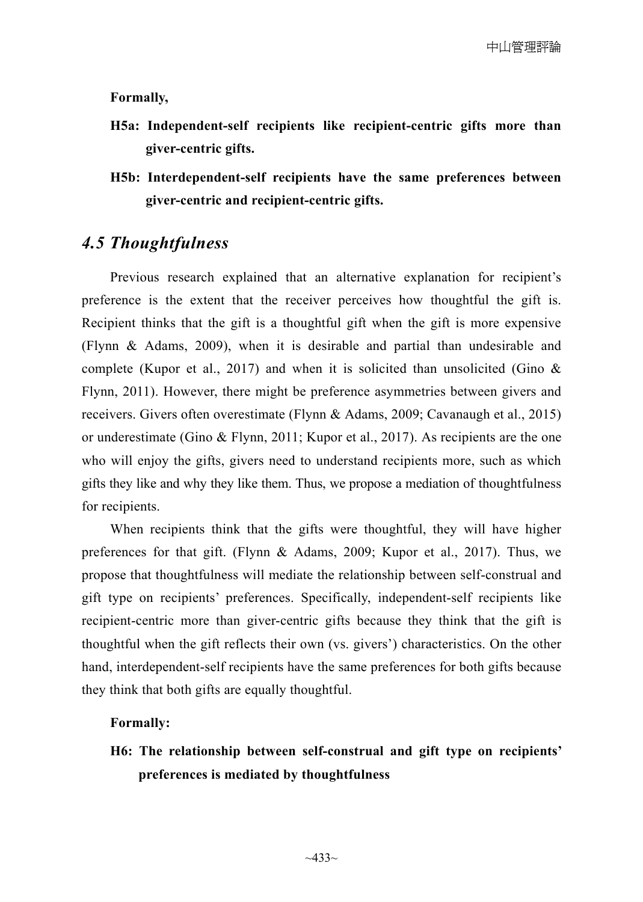**Formally,**

**H5a: Independent-self recipients like recipient-centric gifts more than giver-centric gifts.**

**H5b: Interdependent-self recipients have the same preferences between giver-centric and recipient-centric gifts.**

## *4.5 Thoughtfulness*

Previous research explained that an alternative explanation for recipient's preference is the extent that the receiver perceives how thoughtful the gift is. Recipient thinks that the gift is a thoughtful gift when the gift is more expensive (Flynn & Adams, 2009), when it is desirable and partial than undesirable and complete (Kupor et al., 2017) and when it is solicited than unsolicited (Gino & Flynn, 2011). However, there might be preference asymmetries between givers and receivers. Givers often overestimate (Flynn & Adams, 2009; Cavanaugh et al., 2015) or underestimate (Gino & Flynn, 2011; Kupor et al., 2017). As recipients are the one who will enjoy the gifts, givers need to understand recipients more, such as which gifts they like and why they like them. Thus, we propose a mediation of thoughtfulness for recipients.

When recipients think that the gifts were thoughtful, they will have higher preferences for that gift. (Flynn & Adams, 2009; Kupor et al., 2017). Thus, we propose that thoughtfulness will mediate the relationship between self-construal and gift type on recipients' preferences. Specifically, independent-self recipients like recipient-centric more than giver-centric gifts because they think that the gift is thoughtful when the gift reflects their own (vs. givers') characteristics. On the other hand, interdependent-self recipients have the same preferences for both gifts because they think that both gifts are equally thoughtful.

**Formally:**

**H6: The relationship between self-construal and gift type on recipients' preferences is mediated by thoughtfulness**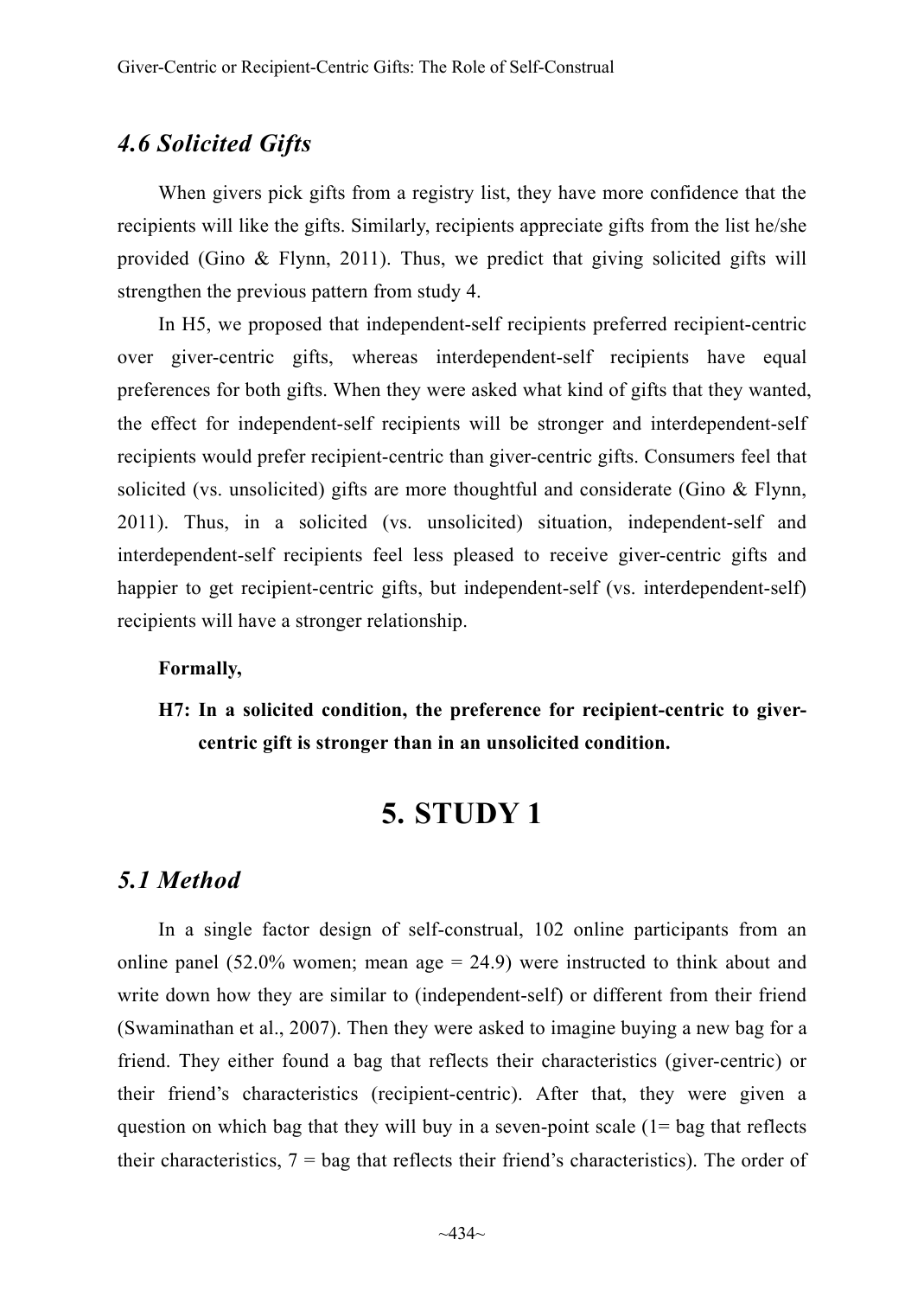### *4.6 Solicited Gifts*

When givers pick gifts from a registry list, they have more confidence that the recipients will like the gifts. Similarly, recipients appreciate gifts from the list he/she provided (Gino & Flynn, 2011). Thus, we predict that giving solicited gifts will strengthen the previous pattern from study 4.

In H5, we proposed that independent-self recipients preferred recipient-centric over giver-centric gifts, whereas interdependent-self recipients have equal preferences for both gifts. When they were asked what kind of gifts that they wanted, the effect for independent-self recipients will be stronger and interdependent-self recipients would prefer recipient-centric than giver-centric gifts. Consumers feel that solicited (vs. unsolicited) gifts are more thoughtful and considerate (Gino & Flynn, 2011). Thus, in a solicited (vs. unsolicited) situation, independent-self and interdependent-self recipients feel less pleased to receive giver-centric gifts and happier to get recipient-centric gifts, but independent-self (vs. interdependent-self) recipients will have a stronger relationship.

**Formally,**

**H7: In a solicited condition, the preference for recipient-centric to giver-centric gift is stronger than in an unsolicited condition.**

# 5. STUDY 1

### *5.1 Method*

In a single factor design of self-construal, 102 online participants from an online panel (52.0% women; mean age = 24.9) were instructed to think about and write down how they are similar to (independent-self) or different from their friend (Swaminathan et al., 2007). Then they were asked to imagine buying a new bag for a friend. They either found a bag that reflects their characteristics (giver-centric) or their friend's characteristics (recipient-centric). After that, they were given a question on which bag that they will buy in a seven-point scale (1= bag that reflects their characteristics, 7 = bag that reflects their friend's characteristics). The order of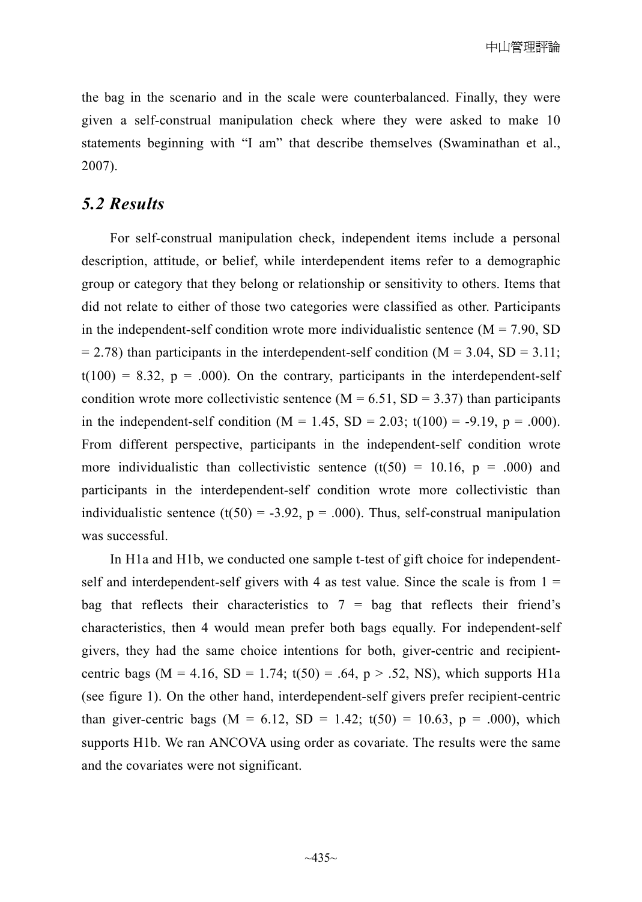the bag in the scenario and in the scale were counterbalanced. Finally, they were given a self-construal manipulation check where they were asked to make 10 statements beginning with “I am” that describe themselves (Swaminathan et al., 2007).

## *5.2 Results*

For self-construal manipulation check, independent items include a personal description, attitude, or belief, while interdependent items refer to a demographic group or category that they belong or relationship or sensitivity to others. Items that did not relate to either of those two categories were classified as other. Participants in the independent-self condition wrote more individualistic sentence ($M = 7.90$, $SD = 2.78$) than participants in the interdependent-self condition ($M = 3.04$, $SD = 3.11$; $t(100) = 8.32$, $p = .000$). On the contrary, participants in the interdependent-self condition wrote more collectivistic sentence ($M = 6.51$, $SD = 3.37$) than participants in the independent-self condition ($M = 1.45$, $SD = 2.03$; $t(100) = -9.19$, $p = .000$). From different perspective, participants in the independent-self condition wrote more individualistic than collectivistic sentence ($t(50) = 10.16$, $p = .000$) and participants in the interdependent-self condition wrote more collectivistic than individualistic sentence ($t(50) = -3.92$, $p = .000$). Thus, self-construal manipulation was successful.

In H1a and H1b, we conducted one sample t-test of gift choice for independent-self and interdependent-self givers with 4 as test value. Since the scale is from 1 = bag that reflects their characteristics to 7 = bag that reflects their friend’s characteristics, then 4 would mean prefer both bags equally. For independent-self givers, they had the same choice intentions for both, giver-centric and recipient-centric bags ($M = 4.16$, $SD = 1.74$; $t(50) = .64$, $p > .52$, NS), which supports H1a (see figure 1). On the other hand, interdependent-self givers prefer recipient-centric than giver-centric bags ($M = 6.12$, $SD = 1.42$; $t(50) = 10.63$, $p = .000$), which supports H1b. We ran ANCOVA using order as covariate. The results were the same and the covariates were not significant.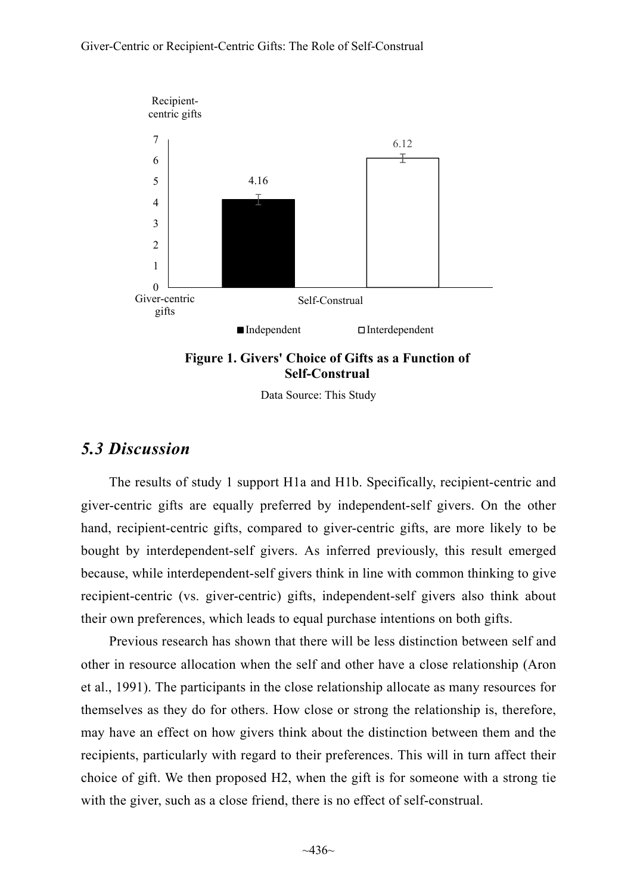Figure 1. Givers' Choice of Gifts as a Function of Self-Construal

Data Source: This Study

## *5.3 Discussion*

The results of study 1 support H1a and H1b. Specifically, recipient-centric and giver-centric gifts are equally preferred by independent-self givers. On the other hand, recipient-centric gifts, compared to giver-centric gifts, are more likely to be bought by interdependent-self givers. As inferred previously, this result emerged because, while interdependent-self givers think in line with common thinking to give recipient-centric (vs. giver-centric) gifts, independent-self givers also think about their own preferences, which leads to equal purchase intentions on both gifts.

Previous research has shown that there will be less distinction between self and other in resource allocation when the self and other have a close relationship (Aron et al., 1991). The participants in the close relationship allocate as many resources for themselves as they do for others. How close or strong the relationship is, therefore, may have an effect on how givers think about the distinction between them and the recipients, particularly with regard to their preferences. This will in turn affect their choice of gift. We then proposed H2, when the gift is for someone with a strong tie with the giver, such as a close friend, there is no effect of self-construal.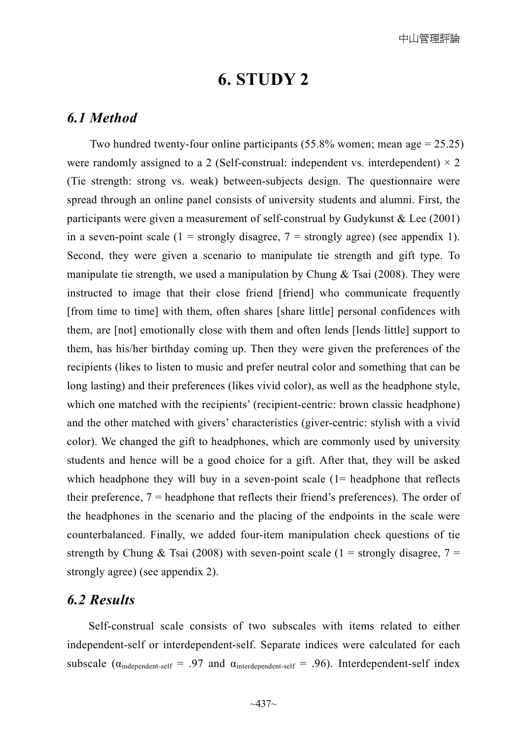# 6. STUDY 2

## *6.1 Method*

Two hundred twenty-four online participants (55.8% women; mean age = 25.25) were randomly assigned to a 2 (Self-construal: independent vs. interdependent) × 2 (Tie strength: strong vs. weak) between-subjects design. The questionnaire were spread through an online panel consists of university students and alumni. First, the participants were given a measurement of self-construal by Gudykunst & Lee (2001) in a seven-point scale (1 = strongly disagree, 7 = strongly agree) (see appendix 1). Second, they were given a scenario to manipulate tie strength and gift type. To manipulate tie strength, we used a manipulation by Chung & Tsai (2008). They were instructed to image that their close friend [friend] who communicate frequently [from time to time] with them, often shares [share little] personal confidences with them, are [not] emotionally close with them and often lends [lends little] support to them, has his/her birthday coming up. Then they were given the preferences of the recipients (likes to listen to music and prefer neutral color and something that can be long lasting) and their preferences (likes vivid color), as well as the headphone style, which one matched with the recipients' (recipient-centric: brown classic headphone) and the other matched with givers' characteristics (giver-centric: stylish with a vivid color). We changed the gift to headphones, which are commonly used by university students and hence will be a good choice for a gift. After that, they will be asked which headphone they will buy in a seven-point scale (1= headphone that reflects their preference, 7 = headphone that reflects their friend's preferences). The order of the headphones in the scenario and the placing of the endpoints in the scale were counterbalanced. Finally, we added four-item manipulation check questions of tie strength by Chung & Tsai (2008) with seven-point scale (1 = strongly disagree, 7 = strongly agree) (see appendix 2).

## *6.2 Results*

Self-construal scale consists of two subscales with items related to either independent-self or interdependent-self. Separate indices were calculated for each subscale ($\alpha_{\text{independent-self}}$ = .97 and $\alpha_{\text{interdependent-self}}$ = .96). Interdependent-self index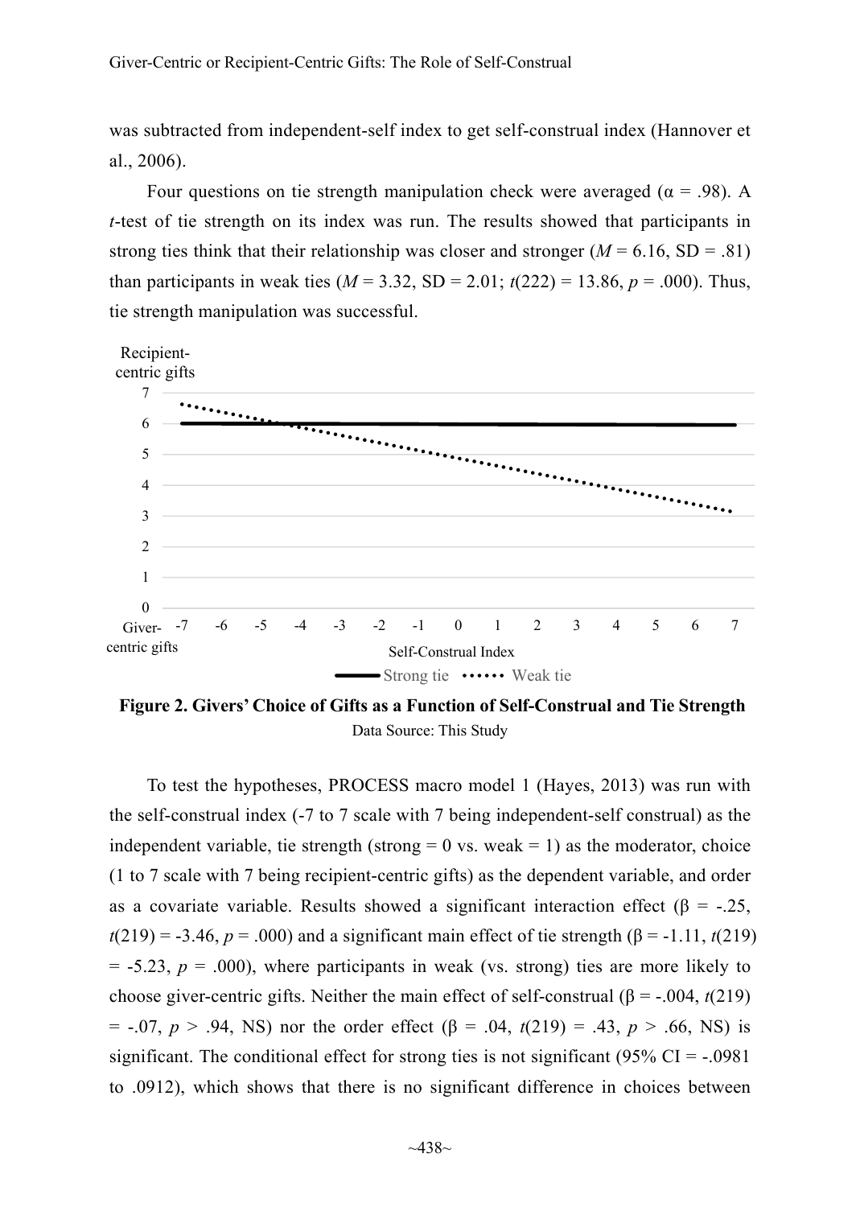was subtracted from independent-self index to get self-construal index (Hannover et al., 2006).

Four questions on tie strength manipulation check were averaged ($\alpha = .98$). A $t$-test of tie strength on its index was run. The results showed that participants in strong ties think that their relationship was closer and stronger ($M = 6.16$, SD = .81) than participants in weak ties ($M = 3.32$, SD = 2.01; $t(222) = 13.86$, $p = .000$). Thus, tie strength manipulation was successful.

**Figure 2. Givers' Choice of Gifts as a Function of Self-Construal and Tie Strength**

Data Source: This Study

To test the hypotheses, PROCESS macro model 1 (Hayes, 2013) was run with the self-construal index (-7 to 7 scale with 7 being independent-self construal) as the independent variable, tie strength (strong = 0 vs. weak = 1) as the moderator, choice (1 to 7 scale with 7 being recipient-centric gifts) as the dependent variable, and order as a covariate variable. Results showed a significant interaction effect ($\beta = -.25$, $t(219) = -3.46$, $p = .000$) and a significant main effect of tie strength ($\beta = -1.11$, $t(219) = -5.23$, $p = .000$), where participants in weak (vs. strong) ties are more likely to choose giver-centric gifts. Neither the main effect of self-construal ($\beta = -.004$, $t(219) = -.07$, $p > .94$, NS) nor the order effect ($\beta = .04$, $t(219) = .43$, $p > .66$, NS) is significant. The conditional effect for strong ties is not significant (95% CI = -.0981 to .0912), which shows that there is no significant difference in choices between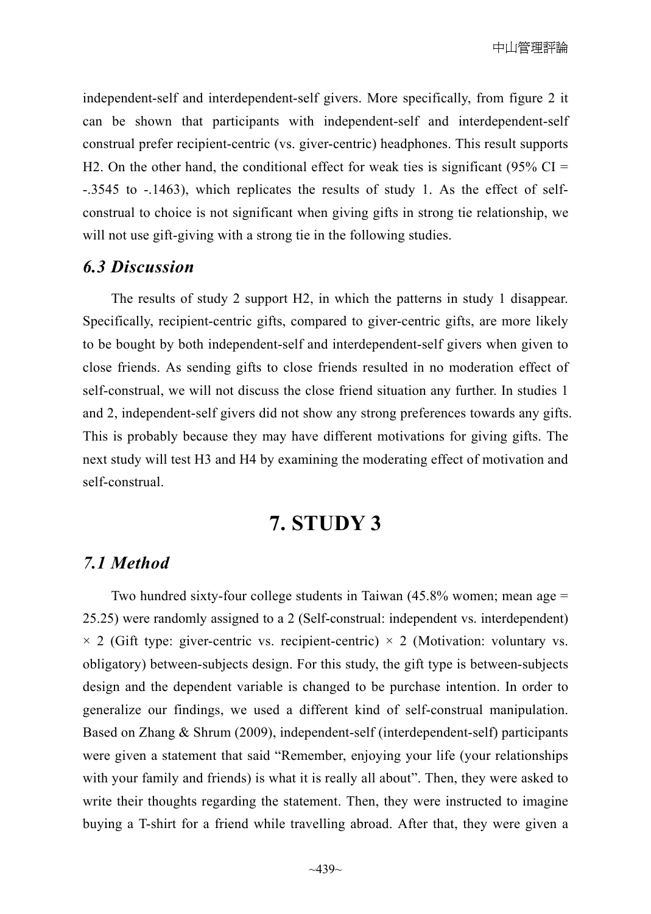independent-self and interdependent-self givers. More specifically, from figure 2 it can be shown that participants with independent-self and interdependent-self construal prefer recipient-centric (vs. giver-centric) headphones. This result supports H2. On the other hand, the conditional effect for weak ties is significant (95% CI = -.3545 to -.1463), which replicates the results of study 1. As the effect of self-construal to choice is not significant when giving gifts in strong tie relationship, we will not use gift-giving with a strong tie in the following studies.

### *6.3 Discussion*

The results of study 2 support H2, in which the patterns in study 1 disappear. Specifically, recipient-centric gifts, compared to giver-centric gifts, are more likely to be bought by both independent-self and interdependent-self givers when given to close friends. As sending gifts to close friends resulted in no moderation effect of self-construal, we will not discuss the close friend situation any further. In studies 1 and 2, independent-self givers did not show any strong preferences towards any gifts. This is probably because they may have different motivations for giving gifts. The next study will test H3 and H4 by examining the moderating effect of motivation and self-construal.

## 7. STUDY 3

### *7.1 Method*

Two hundred sixty-four college students in Taiwan (45.8% women; mean age = 25.25) were randomly assigned to a 2 (Self-construal: independent vs. interdependent) $\times$ 2 (Gift type: giver-centric vs. recipient-centric) $\times$ 2 (Motivation: voluntary vs. obligatory) between-subjects design. For this study, the gift type is between-subjects design and the dependent variable is changed to be purchase intention. In order to generalize our findings, we used a different kind of self-construal manipulation. Based on Zhang & Shrum (2009), independent-self (interdependent-self) participants were given a statement that said "Remember, enjoying your life (your relationships with your family and friends) is what it is really all about". Then, they were asked to write their thoughts regarding the statement. Then, they were instructed to imagine buying a T-shirt for a friend while travelling abroad. After that, they were given a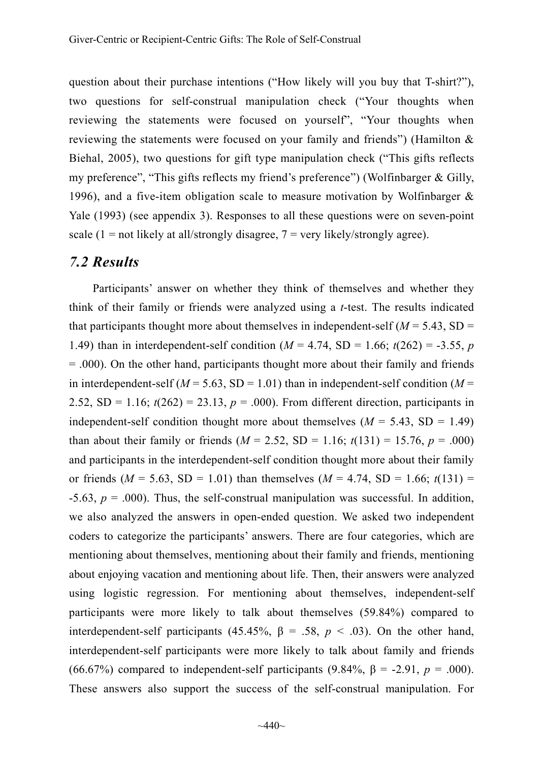question about their purchase intentions ("How likely will you buy that T-shirt?"), two questions for self-construal manipulation check ("Your thoughts when reviewing the statements were focused on yourself", "Your thoughts when reviewing the statements were focused on your family and friends") (Hamilton & Biehal, 2005), two questions for gift type manipulation check ("This gifts reflects my preference", "This gifts reflects my friend's preference") (Wolfinbarger & Gilly, 1996), and a five-item obligation scale to measure motivation by Wolfinbarger & Yale (1993) (see appendix 3). Responses to all these questions were on seven-point scale (1 = not likely at all/strongly disagree, 7 = very likely/strongly agree).

## *7.2 Results*

Participants' answer on whether they think of themselves and whether they think of their family or friends were analyzed using a *t*-test. The results indicated that participants thought more about themselves in independent-self ($M = 5.43$, SD = 1.49) than in interdependent-self condition ($M = 4.74$, SD = 1.66; $t(262) = -3.55$, $p = .000$). On the other hand, participants thought more about their family and friends in interdependent-self ($M = 5.63$, SD = 1.01) than in independent-self condition ($M = 2.52$, SD = 1.16; $t(262) = 23.13$, $p = .000$). From different direction, participants in independent-self condition thought more about themselves ($M = 5.43$, SD = 1.49) than about their family or friends ($M = 2.52$, SD = 1.16; $t(131) = 15.76$, $p = .000$) and participants in the interdependent-self condition thought more about their family or friends ($M = 5.63$, SD = 1.01) than themselves ($M = 4.74$, SD = 1.66; $t(131) = -5.63$, $p = .000$). Thus, the self-construal manipulation was successful. In addition, we also analyzed the answers in open-ended question. We asked two independent coders to categorize the participants' answers. There are four categories, which are mentioning about themselves, mentioning about their family and friends, mentioning about enjoying vacation and mentioning about life. Then, their answers were analyzed using logistic regression. For mentioning about themselves, independent-self participants were more likely to talk about themselves (59.84%) compared to interdependent-self participants (45.45%, $\beta = .58$, $p < .03$). On the other hand, interdependent-self participants were more likely to talk about family and friends (66.67%) compared to independent-self participants (9.84%, $\beta = -2.91$, $p = .000$). These answers also support the success of the self-construal manipulation. For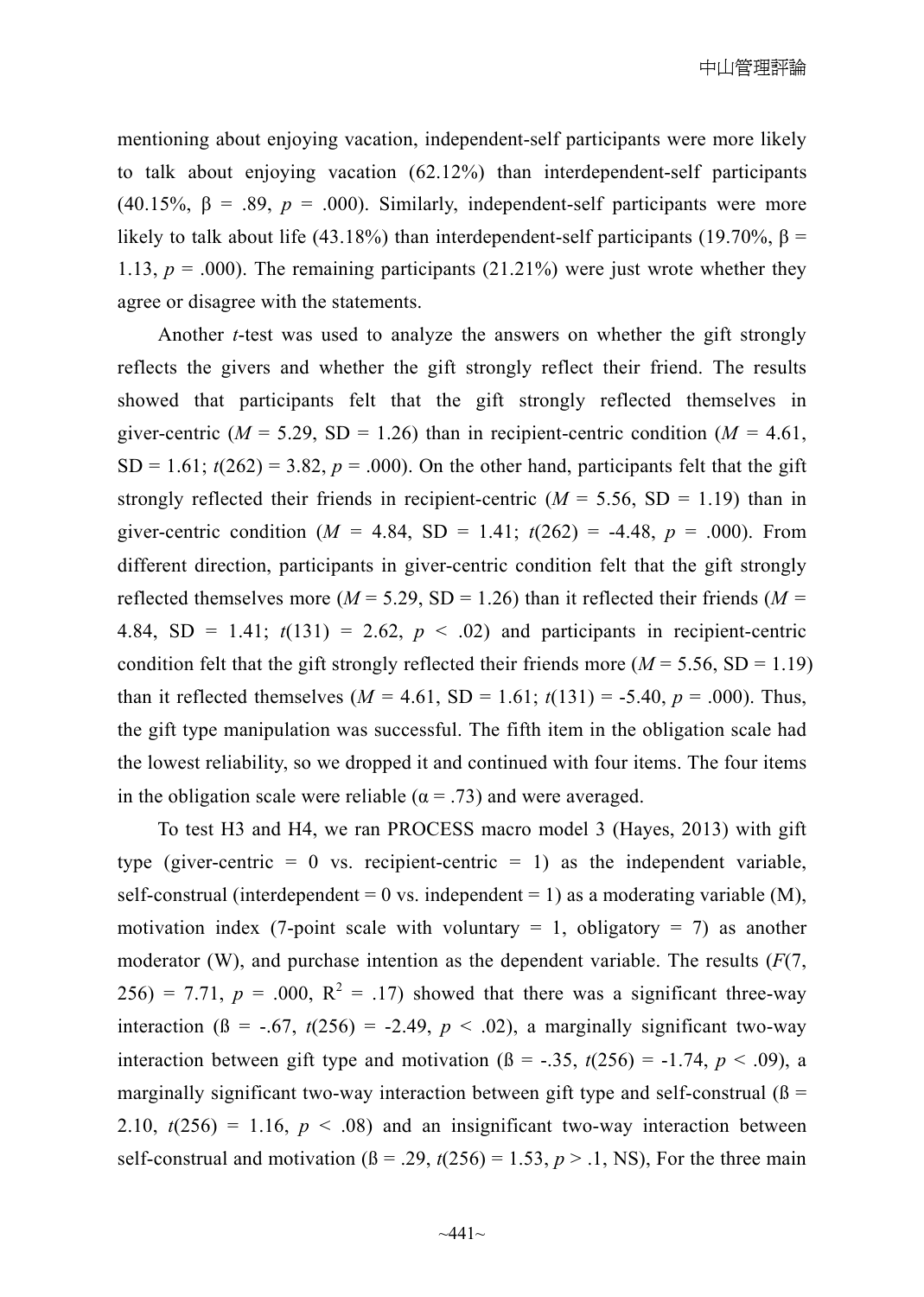mentioning about enjoying vacation, independent-self participants were more likely to talk about enjoying vacation (62.12%) than interdependent-self participants (40.15%, β = .89, *p* = .000). Similarly, independent-self participants were more likely to talk about life (43.18%) than interdependent-self participants (19.70%, β = 1.13, *p* = .000). The remaining participants (21.21%) were just wrote whether they agree or disagree with the statements.

Another *t*-test was used to analyze the answers on whether the gift strongly reflects the givers and whether the gift strongly reflect their friend. The results showed that participants felt that the gift strongly reflected themselves in giver-centric (*M* = 5.29, SD = 1.26) than in recipient-centric condition (*M* = 4.61, SD = 1.61; *t*(262) = 3.82, *p* = .000). On the other hand, participants felt that the gift strongly reflected their friends in recipient-centric (*M* = 5.56, SD = 1.19) than in giver-centric condition (*M* = 4.84, SD = 1.41; *t*(262) = -4.48, *p* = .000). From different direction, participants in giver-centric condition felt that the gift strongly reflected themselves more (*M* = 5.29, SD = 1.26) than it reflected their friends (*M* = 4.84, SD = 1.41; *t*(131) = 2.62, *p* < .02) and participants in recipient-centric condition felt that the gift strongly reflected their friends more (*M* = 5.56, SD = 1.19) than it reflected themselves (*M* = 4.61, SD = 1.61; *t*(131) = -5.40, *p* = .000). Thus, the gift type manipulation was successful. The fifth item in the obligation scale had the lowest reliability, so we dropped it and continued with four items. The four items in the obligation scale were reliable (α = .73) and were averaged.

To test H3 and H4, we ran PROCESS macro model 3 (Hayes, 2013) with gift type (giver-centric = 0 vs. recipient-centric = 1) as the independent variable, self-construal (interdependent = 0 vs. independent = 1) as a moderating variable (M), motivation index (7-point scale with voluntary = 1, obligatory = 7) as another moderator (W), and purchase intention as the dependent variable. The results (*F*(7, 256) = 7.71, *p* = .000, $R^2$ = .17) showed that there was a significant three-way interaction (ß = -.67, *t*(256) = -2.49, *p* < .02), a marginally significant two-way interaction between gift type and motivation (ß = -.35, *t*(256) = -1.74, *p* < .09), a marginally significant two-way interaction between gift type and self-construal (ß = 2.10, *t*(256) = 1.16, *p* < .08) and an insignificant two-way interaction between self-construal and motivation (ß = .29, *t*(256) = 1.53, *p* > .1, NS), For the three main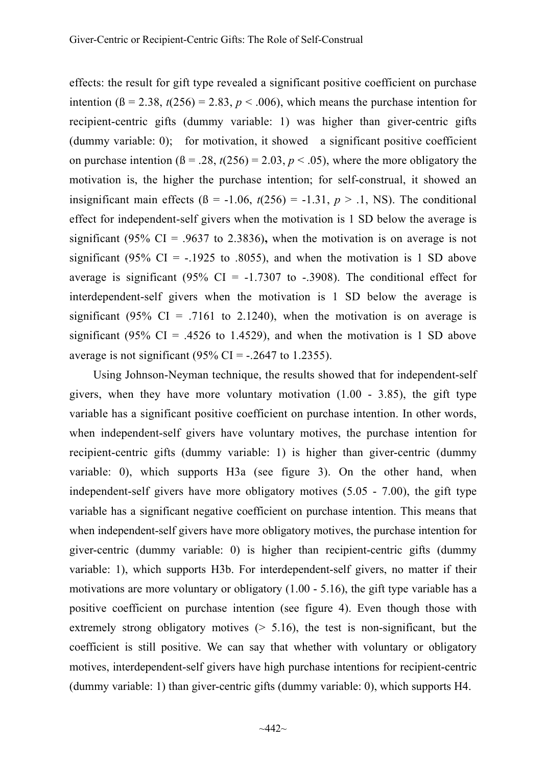effects: the result for gift type revealed a significant positive coefficient on purchase intention (ß = 2.38, $t(256) = 2.83$, $p < .006$), which means the purchase intention for recipient-centric gifts (dummy variable: 1) was higher than giver-centric gifts (dummy variable: 0); for motivation, it showed a significant positive coefficient on purchase intention (ß = .28, $t(256) = 2.03$, $p < .05$), where the more obligatory the motivation is, the higher the purchase intention; for self-construal, it showed an insignificant main effects (ß = -1.06, $t(256) = -1.31$, $p > .1$, NS). The conditional effect for independent-self givers when the motivation is 1 SD below the average is significant (95% CI = .9637 to 2.3836), when the motivation is on average is not significant (95% CI = -.1925 to .8055), and when the motivation is 1 SD above average is significant (95% CI = -1.7307 to -.3908). The conditional effect for interdependent-self givers when the motivation is 1 SD below the average is significant (95% CI = .7161 to 2.1240), when the motivation is on average is significant (95% CI = .4526 to 1.4529), and when the motivation is 1 SD above average is not significant (95% CI = -.2647 to 1.2355).

Using Johnson-Neyman technique, the results showed that for independent-self givers, when they have more voluntary motivation (1.00 - 3.85), the gift type variable has a significant positive coefficient on purchase intention. In other words, when independent-self givers have voluntary motives, the purchase intention for recipient-centric gifts (dummy variable: 1) is higher than giver-centric (dummy variable: 0), which supports H3a (see figure 3). On the other hand, when independent-self givers have more obligatory motives (5.05 - 7.00), the gift type variable has a significant negative coefficient on purchase intention. This means that when independent-self givers have more obligatory motives, the purchase intention for giver-centric (dummy variable: 0) is higher than recipient-centric gifts (dummy variable: 1), which supports H3b. For interdependent-self givers, no matter if their motivations are more voluntary or obligatory (1.00 - 5.16), the gift type variable has a positive coefficient on purchase intention (see figure 4). Even though those with extremely strong obligatory motives (> 5.16), the test is non-significant, but the coefficient is still positive. We can say that whether with voluntary or obligatory motives, interdependent-self givers have high purchase intentions for recipient-centric (dummy variable: 1) than giver-centric gifts (dummy variable: 0), which supports H4.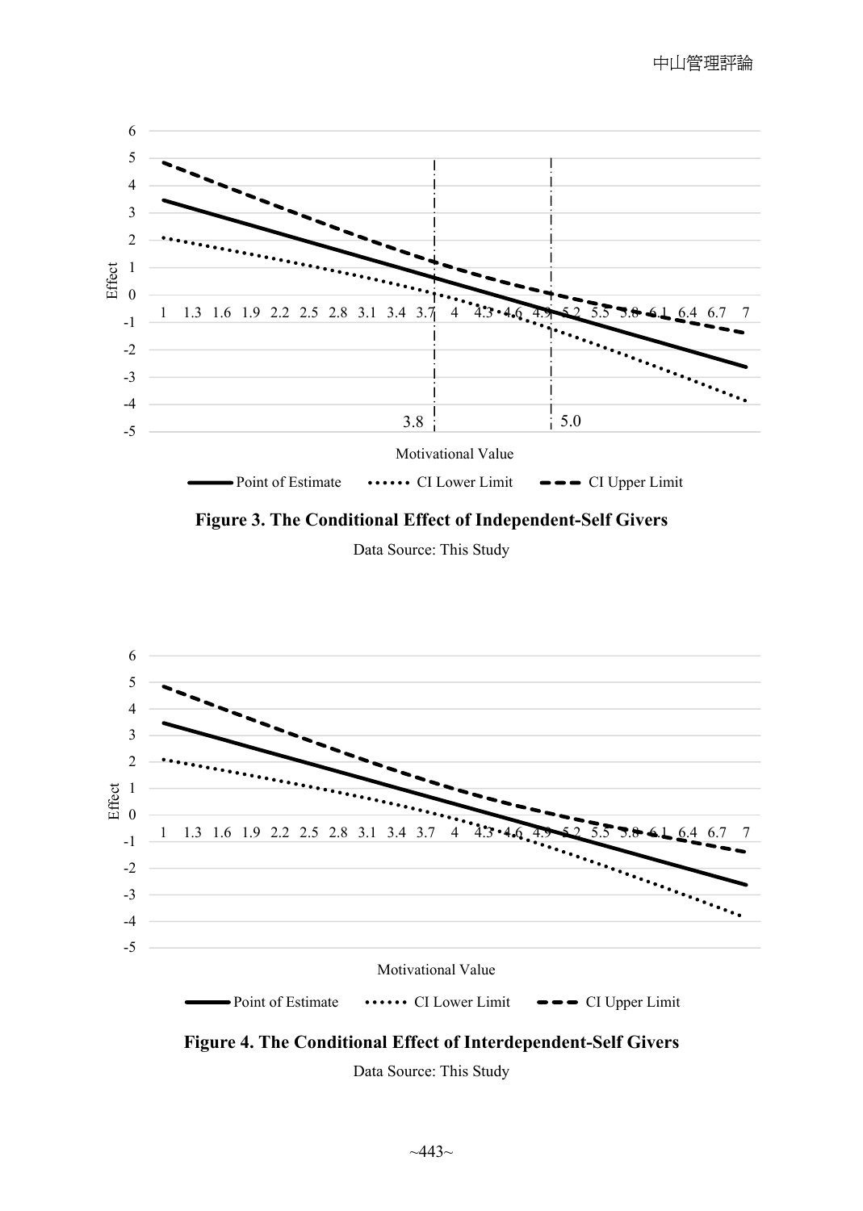Figure 3. The Conditional Effect of Independent-Self Givers

Data Source: This Study

Figure 4. The Conditional Effect of Interdependent-Self Givers

Data Source: This Study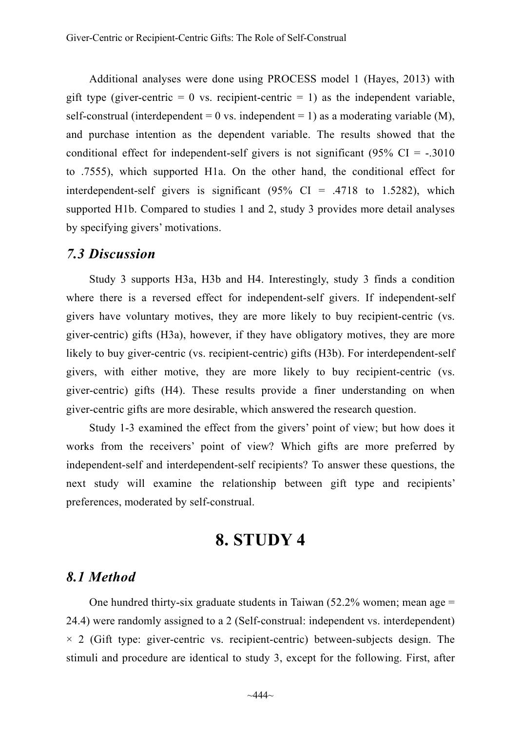Additional analyses were done using PROCESS model 1 (Hayes, 2013) with gift type (giver-centric = 0 vs. recipient-centric = 1) as the independent variable, self-construal (interdependent = 0 vs. independent = 1) as a moderating variable (M), and purchase intention as the dependent variable. The results showed that the conditional effect for independent-self givers is not significant (95% CI = -.3010 to .7555), which supported H1a. On the other hand, the conditional effect for interdependent-self givers is significant (95% CI = .4718 to 1.5282), which supported H1b. Compared to studies 1 and 2, study 3 provides more detail analyses by specifying givers' motivations.

### *7.3 Discussion*

Study 3 supports H3a, H3b and H4. Interestingly, study 3 finds a condition where there is a reversed effect for independent-self givers. If independent-self givers have voluntary motives, they are more likely to buy recipient-centric (vs. giver-centric) gifts (H3a), however, if they have obligatory motives, they are more likely to buy giver-centric (vs. recipient-centric) gifts (H3b). For interdependent-self givers, with either motive, they are more likely to buy recipient-centric (vs. giver-centric) gifts (H4). These results provide a finer understanding on when giver-centric gifts are more desirable, which answered the research question.

Study 1-3 examined the effect from the givers' point of view; but how does it works from the receivers' point of view? Which gifts are more preferred by independent-self and interdependent-self recipients? To answer these questions, the next study will examine the relationship between gift type and recipients' preferences, moderated by self-construal.

## 8. STUDY 4

### *8.1 Method*

One hundred thirty-six graduate students in Taiwan (52.2% women; mean age = 24.4) were randomly assigned to a 2 (Self-construal: independent vs. interdependent) × 2 (Gift type: giver-centric vs. recipient-centric) between-subjects design. The stimuli and procedure are identical to study 3, except for the following. First, after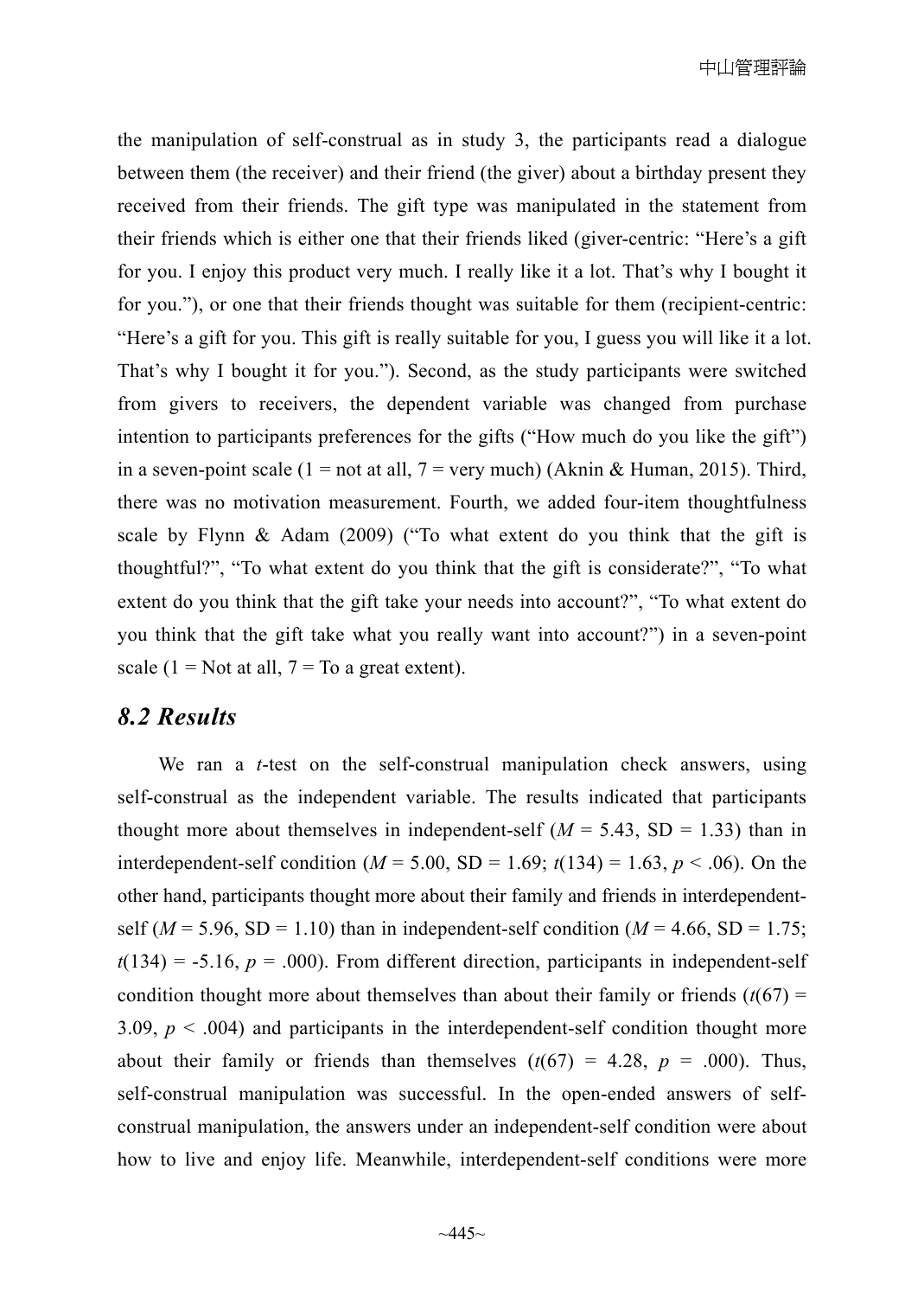the manipulation of self-construal as in study 3, the participants read a dialogue between them (the receiver) and their friend (the giver) about a birthday present they received from their friends. The gift type was manipulated in the statement from their friends which is either one that their friends liked (giver-centric: “Here’s a gift for you. I enjoy this product very much. I really like it a lot. That’s why I bought it for you.”), or one that their friends thought was suitable for them (recipient-centric: “Here’s a gift for you. This gift is really suitable for you, I guess you will like it a lot. That’s why I bought it for you.”). Second, as the study participants were switched from givers to receivers, the dependent variable was changed from purchase intention to participants preferences for the gifts (“How much do you like the gift”) in a seven-point scale (1 = not at all, 7 = very much) (Aknin & Human, 2015). Third, there was no motivation measurement. Fourth, we added four-item thoughtfulness scale by Flynn & Adam (2009) (“To what extent do you think that the gift is thoughtful?”, “To what extent do you think that the gift is considerate?”, “To what extent do you think that the gift take your needs into account?”, “To what extent do you think that the gift take what you really want into account?”) in a seven-point scale (1 = Not at all, 7 = To a great extent).

## *8.2 Results*

We ran a $t$-test on the self-construal manipulation check answers, using self-construal as the independent variable. The results indicated that participants thought more about themselves in independent-self ($M$ = 5.43, SD = 1.33) than in interdependent-self condition ($M$ = 5.00, SD = 1.69; $t(134) = 1.63$, $p < .06$). On the other hand, participants thought more about their family and friends in interdependent-self ($M$ = 5.96, SD = 1.10) than in independent-self condition ($M$ = 4.66, SD = 1.75; $t(134) = -5.16$, $p = .000$). From different direction, participants in independent-self condition thought more about themselves than about their family or friends ($t(67) = 3.09$, $p < .004$) and participants in the interdependent-self condition thought more about their family or friends than themselves ($t(67) = 4.28$, $p = .000$). Thus, self-construal manipulation was successful. In the open-ended answers of self-construal manipulation, the answers under an independent-self condition were about how to live and enjoy life. Meanwhile, interdependent-self conditions were more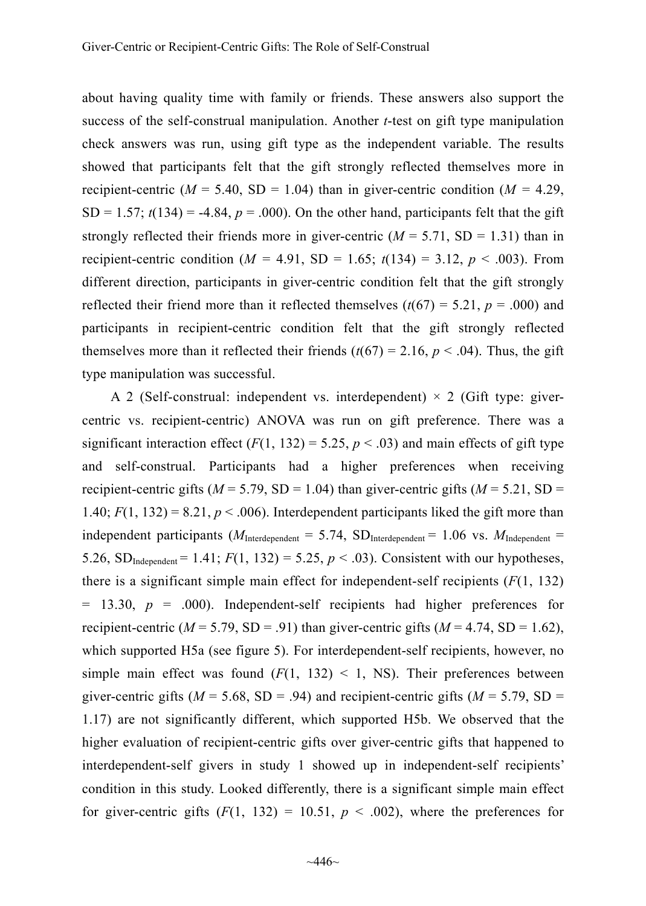about having quality time with family or friends. These answers also support the success of the self-construal manipulation. Another *t*-test on gift type manipulation check answers was run, using gift type as the independent variable. The results showed that participants felt that the gift strongly reflected themselves more in recipient-centric ($M$ = 5.40, SD = 1.04) than in giver-centric condition ($M$ = 4.29, SD = 1.57; $t(134) = -4.84$, $p = .000$). On the other hand, participants felt that the gift strongly reflected their friends more in giver-centric ($M$ = 5.71, SD = 1.31) than in recipient-centric condition ($M$ = 4.91, SD = 1.65; $t(134) = 3.12$, $p < .003$). From different direction, participants in giver-centric condition felt that the gift strongly reflected their friend more than it reflected themselves ($t(67) = 5.21$, $p = .000$) and participants in recipient-centric condition felt that the gift strongly reflected themselves more than it reflected their friends ($t(67) = 2.16$, $p < .04$). Thus, the gift type manipulation was successful.

A 2 (Self-construal: independent vs. interdependent) × 2 (Gift type: giver-centric vs. recipient-centric) ANOVA was run on gift preference. There was a significant interaction effect ($F(1, 132) = 5.25$, $p < .03$) and main effects of gift type and self-construal. Participants had a higher preferences when receiving recipient-centric gifts ($M$ = 5.79, SD = 1.04) than giver-centric gifts ($M$ = 5.21, SD = 1.40; $F(1, 132) = 8.21$, $p < .006$). Interdependent participants liked the gift more than independent participants ($M_{Interdependent} = 5.74$, $SD_{Interdependent} = 1.06$ vs. $M_{Independent} = 5.26$, $SD_{Independent} = 1.41$; $F(1, 132) = 5.25$, $p < .03$). Consistent with our hypotheses, there is a significant simple main effect for independent-self recipients ($F(1, 132) = 13.30$, $p = .000$). Independent-self recipients had higher preferences for recipient-centric ($M$ = 5.79, SD = .91) than giver-centric gifts ($M$ = 4.74, SD = 1.62), which supported H5a (see figure 5). For interdependent-self recipients, however, no simple main effect was found ($F(1, 132) < 1$, NS). Their preferences between giver-centric gifts ($M$ = 5.68, SD = .94) and recipient-centric gifts ($M$ = 5.79, SD = 1.17) are not significantly different, which supported H5b. We observed that the higher evaluation of recipient-centric gifts over giver-centric gifts that happened to interdependent-self givers in study 1 showed up in independent-self recipients' condition in this study. Looked differently, there is a significant simple main effect for giver-centric gifts ($F(1, 132) = 10.51$, $p < .002$), where the preferences for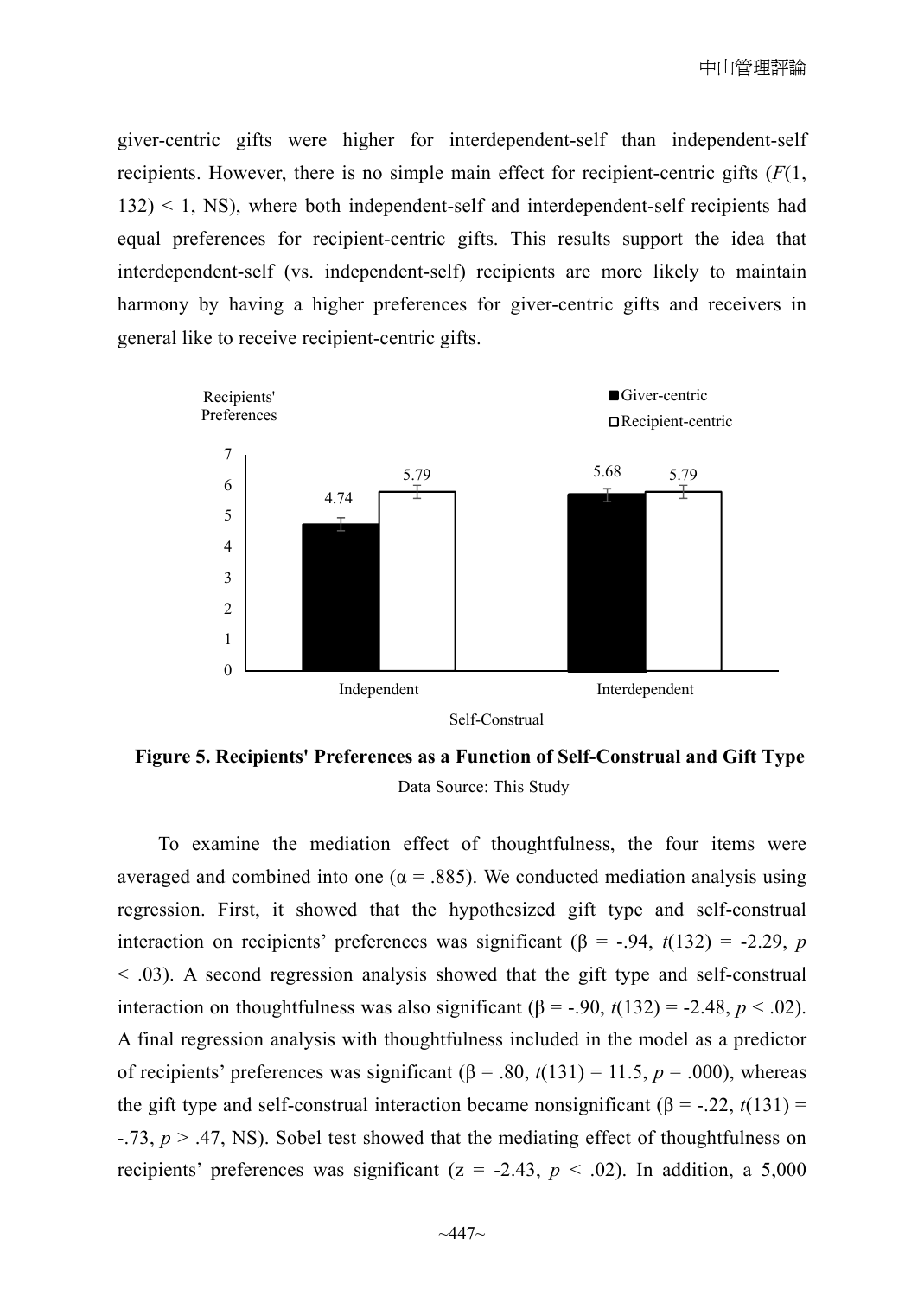giver-centric gifts were higher for interdependent-self than independent-self recipients. However, there is no simple main effect for recipient-centric gifts ($F(1, 132) < 1$, NS), where both independent-self and interdependent-self recipients had equal preferences for recipient-centric gifts. This results support the idea that interdependent-self (vs. independent-self) recipients are more likely to maintain harmony by having a higher preferences for giver-centric gifts and receivers in general like to receive recipient-centric gifts.

**Figure 5. Recipients' Preferences as a Function of Self-Construal and Gift Type**

Data Source: This Study

To examine the mediation effect of thoughtfulness, the four items were averaged and combined into one ($\alpha = .885$). We conducted mediation analysis using regression. First, it showed that the hypothesized gift type and self-construal interaction on recipients' preferences was significant ($\beta = -.94$, $t(132) = -2.29$, $p < .03$). A second regression analysis showed that the gift type and self-construal interaction on thoughtfulness was also significant ($\beta = -.90$, $t(132) = -2.48$, $p < .02$). A final regression analysis with thoughtfulness included in the model as a predictor of recipients' preferences was significant ($\beta = .80$, $t(131) = 11.5$, $p = .000$), whereas the gift type and self-construal interaction became nonsignificant ($\beta = -.22$, $t(131) = -.73$, $p > .47$, NS). Sobel test showed that the mediating effect of thoughtfulness on recipients' preferences was significant ($z = -2.43$, $p < .02$). In addition, a 5,000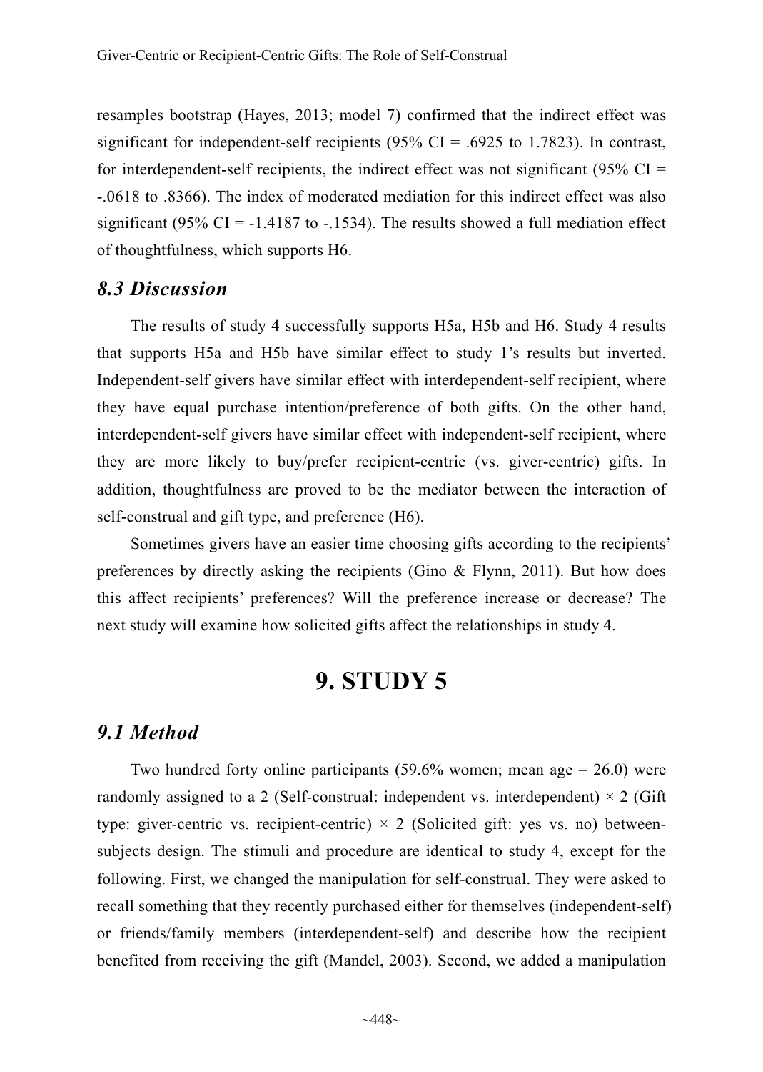resamples bootstrap (Hayes, 2013; model 7) confirmed that the indirect effect was significant for independent-self recipients (95% CI = .6925 to 1.7823). In contrast, for interdependent-self recipients, the indirect effect was not significant (95% CI = -.0618 to .8366). The index of moderated mediation for this indirect effect was also significant (95% CI = -1.4187 to -.1534). The results showed a full mediation effect of thoughtfulness, which supports H6.

### *8.3 Discussion*

The results of study 4 successfully supports H5a, H5b and H6. Study 4 results that supports H5a and H5b have similar effect to study 1's results but inverted. Independent-self givers have similar effect with interdependent-self recipient, where they have equal purchase intention/preference of both gifts. On the other hand, interdependent-self givers have similar effect with independent-self recipient, where they are more likely to buy/prefer recipient-centric (vs. giver-centric) gifts. In addition, thoughtfulness are proved to be the mediator between the interaction of self-construal and gift type, and preference (H6).

Sometimes givers have an easier time choosing gifts according to the recipients' preferences by directly asking the recipients (Gino & Flynn, 2011). But how does this affect recipients' preferences? Will the preference increase or decrease? The next study will examine how solicited gifts affect the relationships in study 4.

## 9. STUDY 5

### *9.1 Method*

Two hundred forty online participants (59.6% women; mean age = 26.0) were randomly assigned to a 2 (Self-construal: independent vs. interdependent) $\times$ 2 (Gift type: giver-centric vs. recipient-centric) $\times$ 2 (Solicited gift: yes vs. no) between-subjects design. The stimuli and procedure are identical to study 4, except for the following. First, we changed the manipulation for self-construal. They were asked to recall something that they recently purchased either for themselves (independent-self) or friends/family members (interdependent-self) and describe how the recipient benefited from receiving the gift (Mandel, 2003). Second, we added a manipulation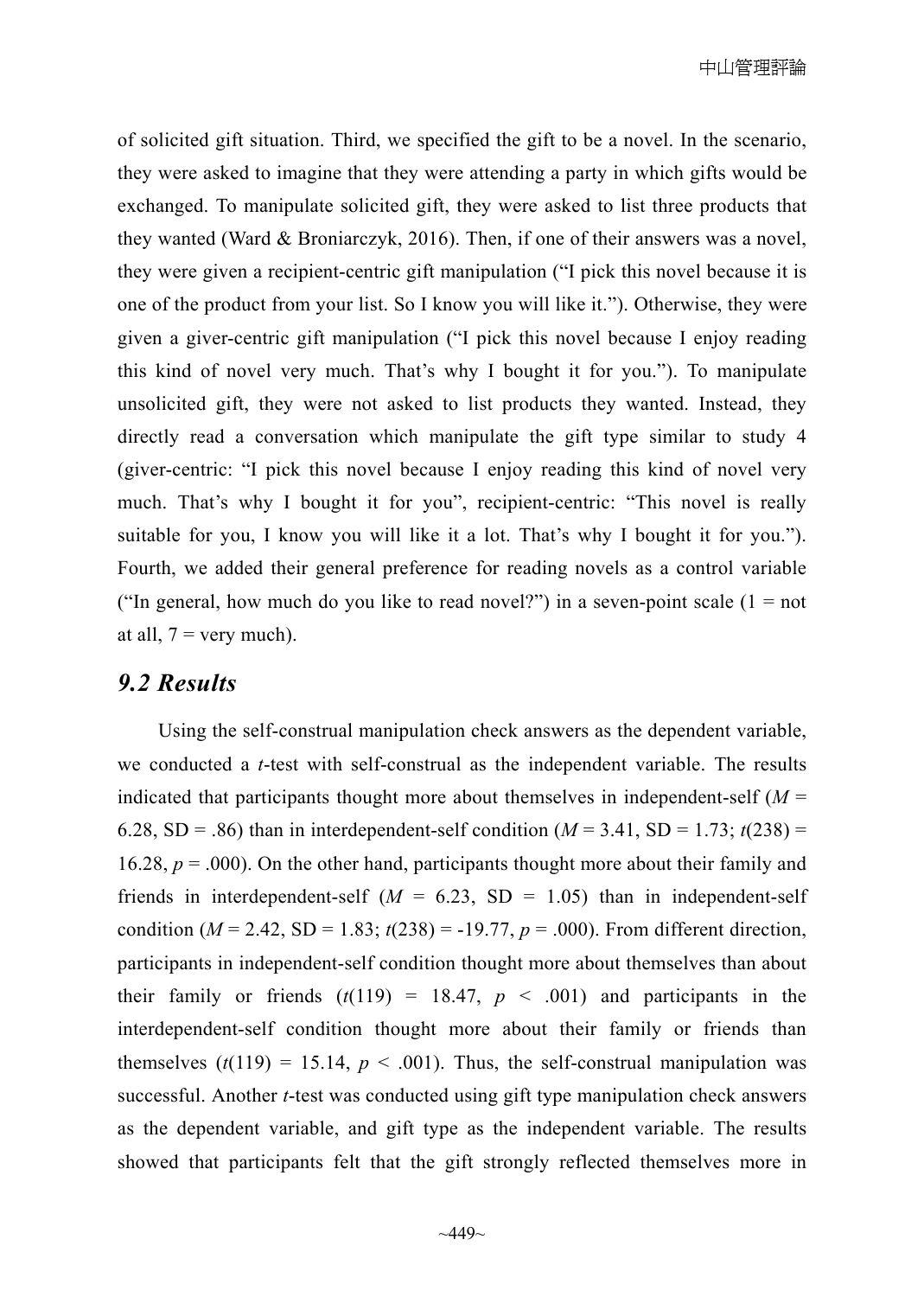of solicited gift situation. Third, we specified the gift to be a novel. In the scenario, they were asked to imagine that they were attending a party in which gifts would be exchanged. To manipulate solicited gift, they were asked to list three products that they wanted (Ward & Broniarczyk, 2016). Then, if one of their answers was a novel, they were given a recipient-centric gift manipulation ("I pick this novel because it is one of the product from your list. So I know you will like it."). Otherwise, they were given a giver-centric gift manipulation ("I pick this novel because I enjoy reading this kind of novel very much. That's why I bought it for you."). To manipulate unsolicited gift, they were not asked to list products they wanted. Instead, they directly read a conversation which manipulate the gift type similar to study 4 (giver-centric: "I pick this novel because I enjoy reading this kind of novel very much. That's why I bought it for you", recipient-centric: "This novel is really suitable for you, I know you will like it a lot. That's why I bought it for you."). Fourth, we added their general preference for reading novels as a control variable ("In general, how much do you like to read novel?") in a seven-point scale (1 = not at all, 7 = very much).

## *9.2 Results*

Using the self-construal manipulation check answers as the dependent variable, we conducted a *t*-test with self-construal as the independent variable. The results indicated that participants thought more about themselves in independent-self ($M$ = 6.28, SD = .86) than in interdependent-self condition ($M$ = 3.41, SD = 1.73; $t(238)$ = 16.28, $p$ = .000). On the other hand, participants thought more about their family and friends in interdependent-self ($M$ = 6.23, SD = 1.05) than in independent-self condition ($M$ = 2.42, SD = 1.83; $t(238)$ = -19.77, $p$ = .000). From different direction, participants in independent-self condition thought more about themselves than about their family or friends ($t(119)$ = 18.47, $p < .001$) and participants in the interdependent-self condition thought more about their family or friends than themselves ($t(119)$ = 15.14, $p < .001$). Thus, the self-construal manipulation was successful. Another *t*-test was conducted using gift type manipulation check answers as the dependent variable, and gift type as the independent variable. The results showed that participants felt that the gift strongly reflected themselves more in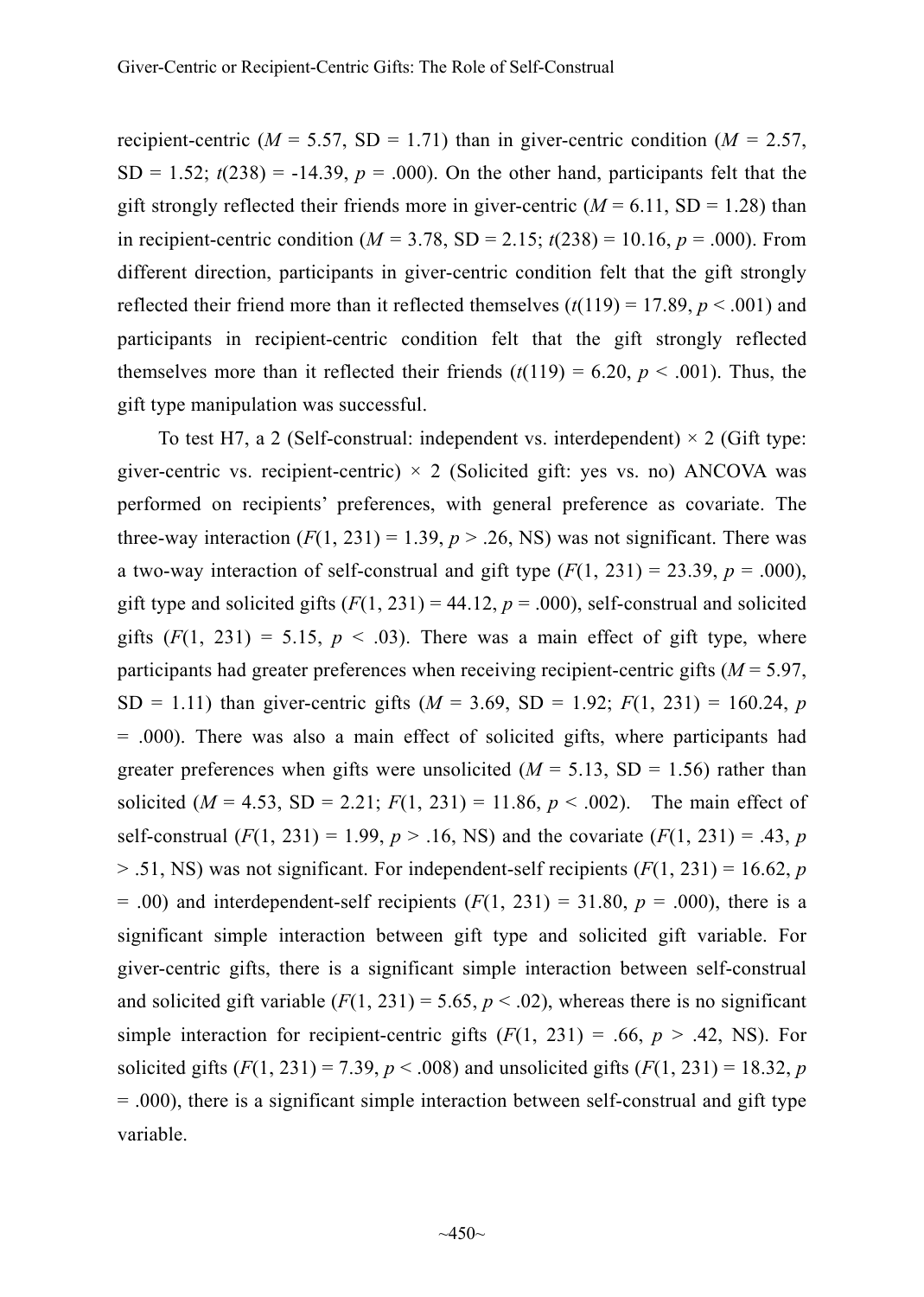recipient-centric ($M$ = 5.57, SD = 1.71) than in giver-centric condition ($M$ = 2.57, SD = 1.52; $t(238) = -14.39$, $p = .000$). On the other hand, participants felt that the gift strongly reflected their friends more in giver-centric ($M$ = 6.11, SD = 1.28) than in recipient-centric condition ($M$ = 3.78, SD = 2.15; $t(238) = 10.16$, $p = .000$). From different direction, participants in giver-centric condition felt that the gift strongly reflected their friend more than it reflected themselves ($t(119) = 17.89$, $p < .001$) and participants in recipient-centric condition felt that the gift strongly reflected themselves more than it reflected their friends ($t(119) = 6.20$, $p < .001$). Thus, the gift type manipulation was successful.

To test H7, a 2 (Self-construal: independent vs. interdependent) × 2 (Gift type: giver-centric vs. recipient-centric) × 2 (Solicited gift: yes vs. no) ANCOVA was performed on recipients' preferences, with general preference as covariate. The three-way interaction ($F(1, 231) = 1.39$, $p > .26$, NS) was not significant. There was a two-way interaction of self-construal and gift type ($F(1, 231) = 23.39$, $p = .000$), gift type and solicited gifts ($F(1, 231) = 44.12$, $p = .000$), self-construal and solicited gifts ($F(1, 231) = 5.15$, $p < .03$). There was a main effect of gift type, where participants had greater preferences when receiving recipient-centric gifts ($M$ = 5.97, SD = 1.11) than giver-centric gifts ($M$ = 3.69, SD = 1.92; $F(1, 231) = 160.24$, $p = .000$). There was also a main effect of solicited gifts, where participants had greater preferences when gifts were unsolicited ($M$ = 5.13, SD = 1.56) rather than solicited ($M$ = 4.53, SD = 2.21; $F(1, 231) = 11.86$, $p < .002$). The main effect of self-construal ($F(1, 231) = 1.99$, $p > .16$, NS) and the covariate ($F(1, 231) = .43$, $p > .51$, NS) was not significant. For independent-self recipients ($F(1, 231) = 16.62$, $p = .00$) and interdependent-self recipients ($F(1, 231) = 31.80$, $p = .000$), there is a significant simple interaction between gift type and solicited gift variable. For giver-centric gifts, there is a significant simple interaction between self-construal and solicited gift variable ($F(1, 231) = 5.65$, $p < .02$), whereas there is no significant simple interaction for recipient-centric gifts ($F(1, 231) = .66$, $p > .42$, NS). For solicited gifts ($F(1, 231) = 7.39$, $p < .008$) and unsolicited gifts ($F(1, 231) = 18.32$, $p = .000$), there is a significant simple interaction between self-construal and gift type variable.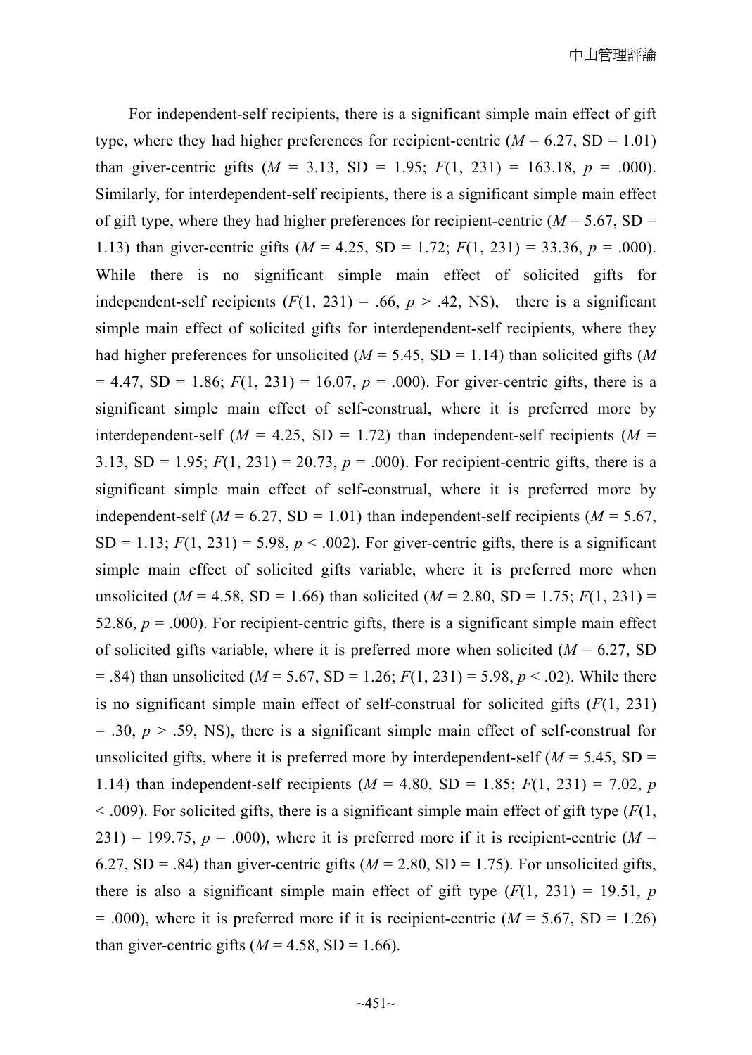For independent-self recipients, there is a significant simple main effect of gift type, where they had higher preferences for recipient-centric ($M$ = 6.27, SD = 1.01) than giver-centric gifts ($M$ = 3.13, SD = 1.95; $F(1, 231) = 163.18$, $p$ = .000). Similarly, for interdependent-self recipients, there is a significant simple main effect of gift type, where they had higher preferences for recipient-centric ($M$ = 5.67, SD = 1.13) than giver-centric gifts ($M$ = 4.25, SD = 1.72; $F(1, 231) = 33.36$, $p$ = .000). While there is no significant simple main effect of solicited gifts for independent-self recipients ($F(1, 231) = .66$, $p > .42$, NS), there is a significant simple main effect of solicited gifts for interdependent-self recipients, where they had higher preferences for unsolicited ($M$ = 5.45, SD = 1.14) than solicited gifts ($M$ = 4.47, SD = 1.86; $F(1, 231) = 16.07$, $p$ = .000). For giver-centric gifts, there is a significant simple main effect of self-construal, where it is preferred more by interdependent-self ($M$ = 4.25, SD = 1.72) than independent-self recipients ($M$ = 3.13, SD = 1.95; $F(1, 231) = 20.73$, $p$ = .000). For recipient-centric gifts, there is a significant simple main effect of self-construal, where it is preferred more by independent-self ($M$ = 6.27, SD = 1.01) than independent-self recipients ($M$ = 5.67, SD = 1.13; $F(1, 231) = 5.98$, $p < .002$). For giver-centric gifts, there is a significant simple main effect of solicited gifts variable, where it is preferred more when unsolicited ($M$ = 4.58, SD = 1.66) than solicited ($M$ = 2.80, SD = 1.75; $F(1, 231) = 52.86$, $p$ = .000). For recipient-centric gifts, there is a significant simple main effect of solicited gifts variable, where it is preferred more when solicited ($M$ = 6.27, SD = .84) than unsolicited ($M$ = 5.67, SD = 1.26; $F(1, 231) = 5.98$, $p < .02$). While there is no significant simple main effect of self-construal for solicited gifts ($F(1, 231) = .30$, $p > .59$, NS), there is a significant simple main effect of self-construal for unsolicited gifts, where it is preferred more by interdependent-self ($M$ = 5.45, SD = 1.14) than independent-self recipients ($M$ = 4.80, SD = 1.85; $F(1, 231) = 7.02$, $p < .009$). For solicited gifts, there is a significant simple main effect of gift type ($F(1, 231) = 199.75$, $p$ = .000), where it is preferred more if it is recipient-centric ($M$ = 6.27, SD = .84) than giver-centric gifts ($M$ = 2.80, SD = 1.75). For unsolicited gifts, there is also a significant simple main effect of gift type ($F(1, 231) = 19.51$, $p$ = .000), where it is preferred more if it is recipient-centric ($M$ = 5.67, SD = 1.26) than giver-centric gifts ($M$ = 4.58, SD = 1.66).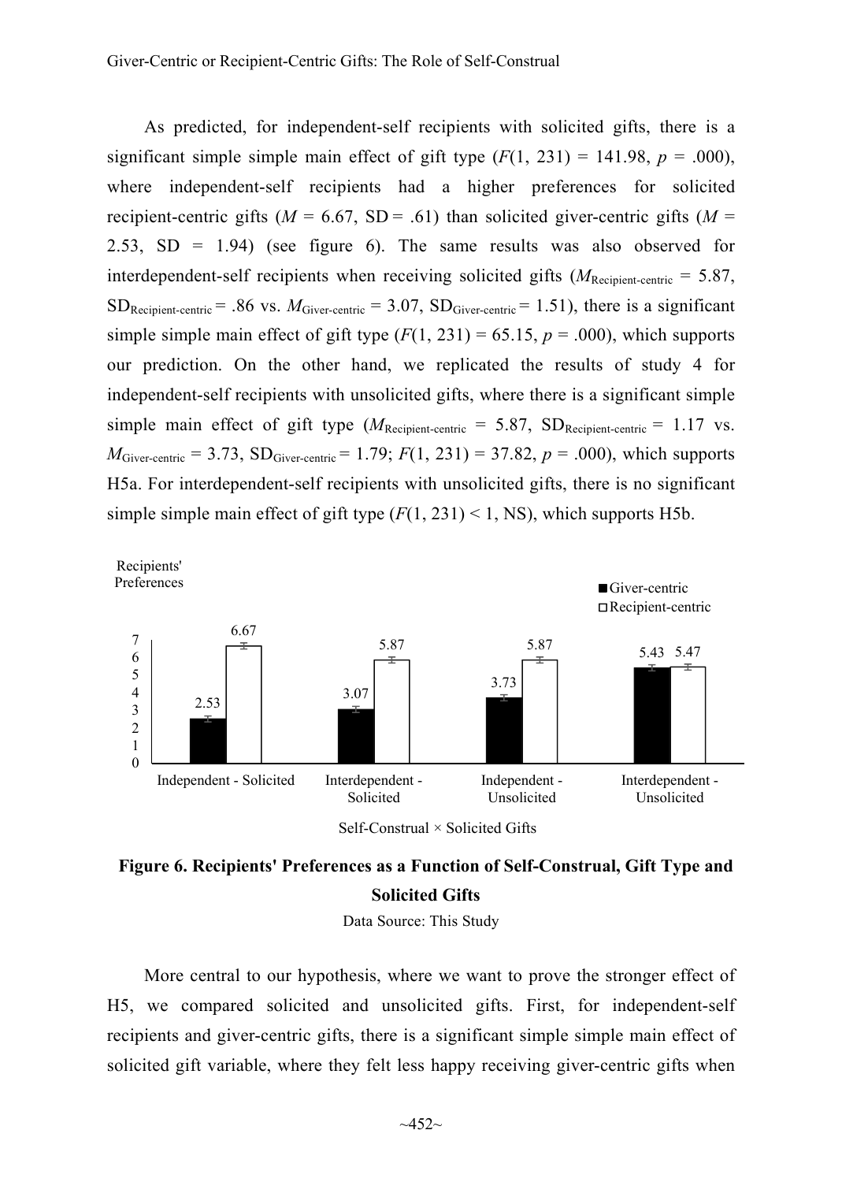As predicted, for independent-self recipients with solicited gifts, there is a significant simple simple main effect of gift type ($F(1, 231) = 141.98$, $p = .000$), where independent-self recipients had a higher preferences for solicited recipient-centric gifts ($M = 6.67$, $SD = .61$) than solicited giver-centric gifts ($M = 2.53$, $SD = 1.94$) (see figure 6). The same results was also observed for interdependent-self recipients when receiving solicited gifts ($M_{Recipient\text{-}centric} = 5.87$, $SD_{Recipient\text{-}centric} = .86$ vs. $M_{Giver\text{-}centric} = 3.07$, $SD_{Giver\text{-}centric} = 1.51$), there is a significant simple simple main effect of gift type ($F(1, 231) = 65.15$, $p = .000$), which supports our prediction. On the other hand, we replicated the results of study 4 for independent-self recipients with unsolicited gifts, where there is a significant simple simple main effect of gift type ($M_{Recipient\text{-}centric} = 5.87$, $SD_{Recipient\text{-}centric} = 1.17$ vs. $M_{Giver\text{-}centric} = 3.73$, $SD_{Giver\text{-}centric} = 1.79$; $F(1, 231) = 37.82$, $p = .000$), which supports H5a. For interdependent-self recipients with unsolicited gifts, there is no significant simple simple main effect of gift type ($F(1, 231) < 1$, NS), which supports H5b.

| Self-Construal × Solicited Gifts | Giver-centric | Recipient-centric |
|---|---|---|
| Independent - Solicited | 2.53 | 6.67 |
| Interdependent - Solicited | 3.07 | 5.87 |
| Independent - Unsolicited | 3.73 | 5.87 |
| Interdependent - Unsolicited | 5.43 | 5.47 |

**Figure 6. Recipients' Preferences as a Function of Self-Construal, Gift Type and Solicited Gifts**

Data Source: This Study

More central to our hypothesis, where we want to prove the stronger effect of H5, we compared solicited and unsolicited gifts. First, for independent-self recipients and giver-centric gifts, there is a significant simple simple main effect of solicited gift variable, where they felt less happy receiving giver-centric gifts when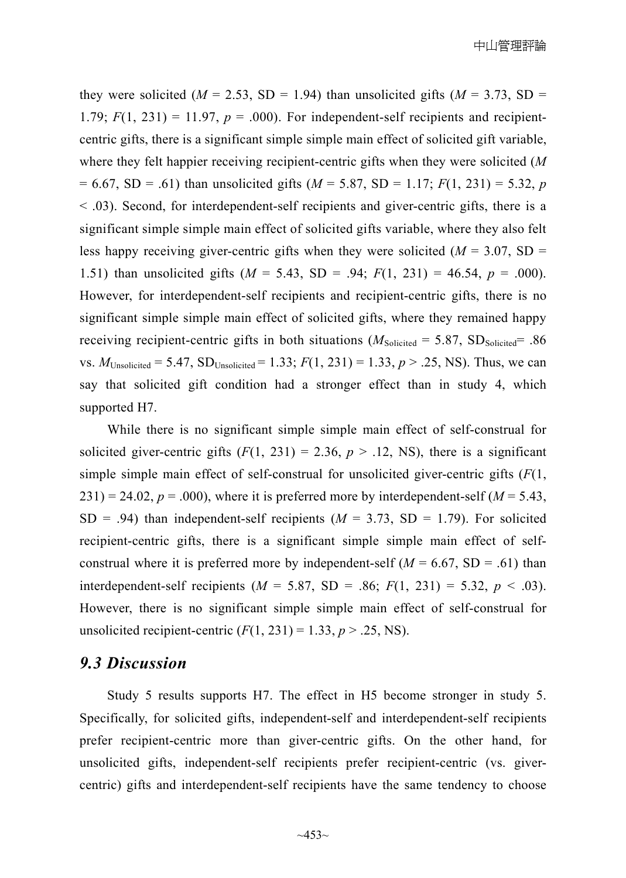they were solicited ($M$ = 2.53, SD = 1.94) than unsolicited gifts ($M$ = 3.73, SD = 1.79; $F(1, 231)$ = 11.97, $p$ = .000). For independent-self recipients and recipient-centric gifts, there is a significant simple simple main effect of solicited gift variable, where they felt happier receiving recipient-centric gifts when they were solicited ($M$ = 6.67, SD = .61) than unsolicited gifts ($M$ = 5.87, SD = 1.17; $F(1, 231)$ = 5.32, $p$ < .03). Second, for interdependent-self recipients and giver-centric gifts, there is a significant simple simple main effect of solicited gifts variable, where they also felt less happy receiving giver-centric gifts when they were solicited ($M$ = 3.07, SD = 1.51) than unsolicited gifts ($M$ = 5.43, SD = .94; $F(1, 231)$ = 46.54, $p$ = .000). However, for interdependent-self recipients and recipient-centric gifts, there is no significant simple simple main effect of solicited gifts, where they remained happy receiving recipient-centric gifts in both situations ($M_{Solicited}$ = 5.87, $SD_{Solicited}$= .86 vs. $M_{Unsolicited}$ = 5.47, $SD_{Unsolicited}$ = 1.33; $F(1, 231)$ = 1.33, $p$ > .25, NS). Thus, we can say that solicited gift condition had a stronger effect than in study 4, which supported H7.

While there is no significant simple simple main effect of self-construal for solicited giver-centric gifts ($F(1, 231)$ = 2.36, $p$ > .12, NS), there is a significant simple simple main effect of self-construal for unsolicited giver-centric gifts ($F(1, 231)$ = 24.02, $p$ = .000), where it is preferred more by interdependent-self ($M$ = 5.43, SD = .94) than independent-self recipients ($M$ = 3.73, SD = 1.79). For solicited recipient-centric gifts, there is a significant simple simple main effect of self-construal where it is preferred more by independent-self ($M$ = 6.67, SD = .61) than interdependent-self recipients ($M$ = 5.87, SD = .86; $F(1, 231)$ = 5.32, $p$ < .03). However, there is no significant simple simple main effect of self-construal for unsolicited recipient-centric ($F(1, 231)$ = 1.33, $p$ > .25, NS).

## *9.3 Discussion*

Study 5 results supports H7. The effect in H5 become stronger in study 5. Specifically, for solicited gifts, independent-self and interdependent-self recipients prefer recipient-centric more than giver-centric gifts. On the other hand, for unsolicited gifts, independent-self recipients prefer recipient-centric (vs. giver-centric) gifts and interdependent-self recipients have the same tendency to choose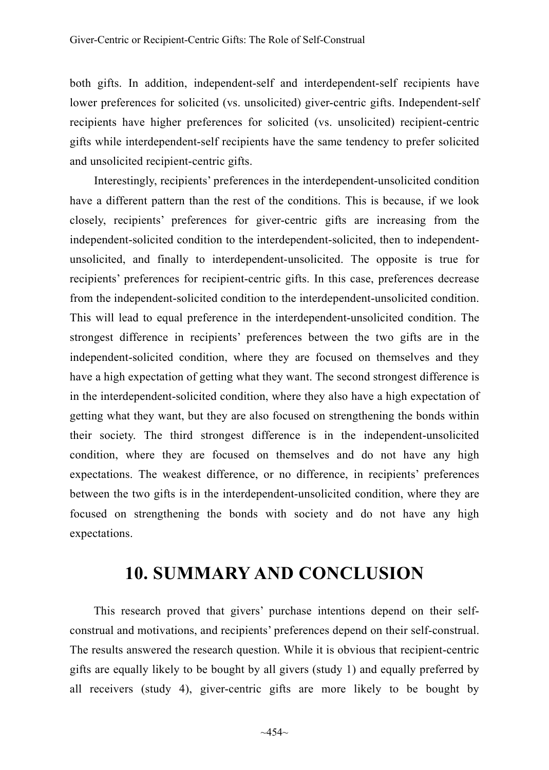both gifts. In addition, independent-self and interdependent-self recipients have lower preferences for solicited (vs. unsolicited) giver-centric gifts. Independent-self recipients have higher preferences for solicited (vs. unsolicited) recipient-centric gifts while interdependent-self recipients have the same tendency to prefer solicited and unsolicited recipient-centric gifts.

Interestingly, recipients' preferences in the interdependent-unsolicited condition have a different pattern than the rest of the conditions. This is because, if we look closely, recipients' preferences for giver-centric gifts are increasing from the independent-solicited condition to the interdependent-solicited, then to independent-unsolicited, and finally to interdependent-unsolicited. The opposite is true for recipients' preferences for recipient-centric gifts. In this case, preferences decrease from the independent-solicited condition to the interdependent-unsolicited condition. This will lead to equal preference in the interdependent-unsolicited condition. The strongest difference in recipients' preferences between the two gifts are in the independent-solicited condition, where they are focused on themselves and they have a high expectation of getting what they want. The second strongest difference is in the interdependent-solicited condition, where they also have a high expectation of getting what they want, but they are also focused on strengthening the bonds within their society. The third strongest difference is in the independent-unsolicited condition, where they are focused on themselves and do not have any high expectations. The weakest difference, or no difference, in recipients' preferences between the two gifts is in the interdependent-unsolicited condition, where they are focused on strengthening the bonds with society and do not have any high expectations.

# 10. SUMMARY AND CONCLUSION

This research proved that givers' purchase intentions depend on their self-construal and motivations, and recipients' preferences depend on their self-construal. The results answered the research question. While it is obvious that recipient-centric gifts are equally likely to be bought by all givers (study 1) and equally preferred by all receivers (study 4), giver-centric gifts are more likely to be bought by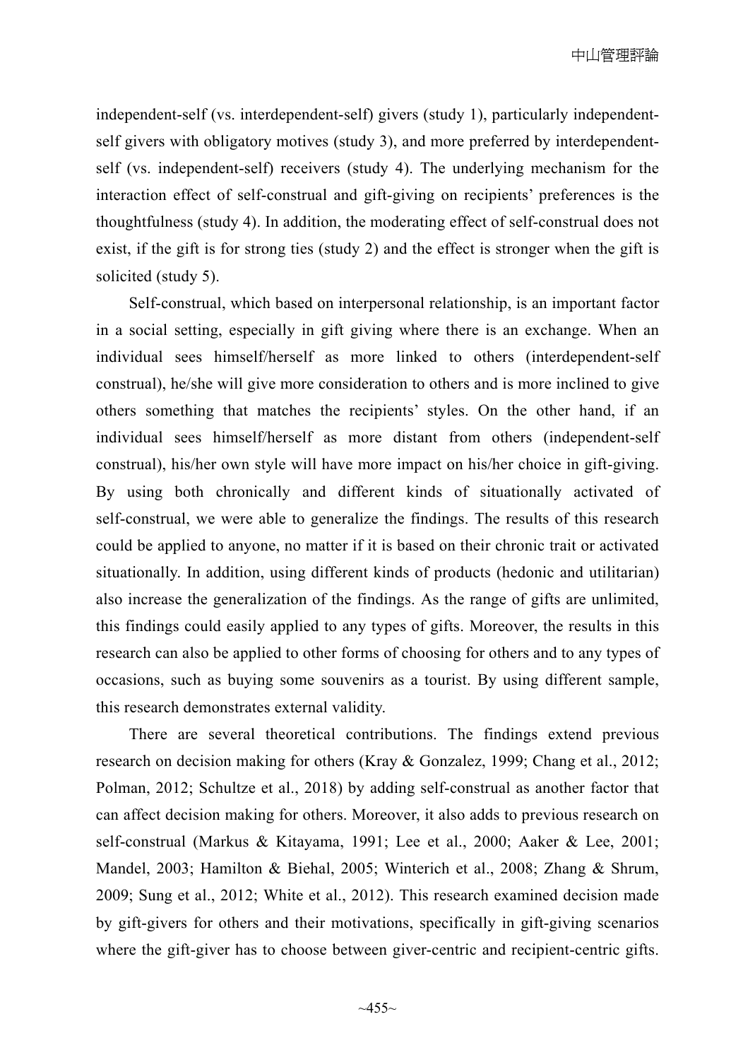independent-self (vs. interdependent-self) givers (study 1), particularly independent-self givers with obligatory motives (study 3), and more preferred by interdependent-self (vs. independent-self) receivers (study 4). The underlying mechanism for the interaction effect of self-construal and gift-giving on recipients' preferences is the thoughtfulness (study 4). In addition, the moderating effect of self-construal does not exist, if the gift is for strong ties (study 2) and the effect is stronger when the gift is solicited (study 5).

Self-construal, which based on interpersonal relationship, is an important factor in a social setting, especially in gift giving where there is an exchange. When an individual sees himself/herself as more linked to others (interdependent-self construal), he/she will give more consideration to others and is more inclined to give others something that matches the recipients' styles. On the other hand, if an individual sees himself/herself as more distant from others (independent-self construal), his/her own style will have more impact on his/her choice in gift-giving. By using both chronically and different kinds of situationally activated of self-construal, we were able to generalize the findings. The results of this research could be applied to anyone, no matter if it is based on their chronic trait or activated situationally. In addition, using different kinds of products (hedonic and utilitarian) also increase the generalization of the findings. As the range of gifts are unlimited, this findings could easily applied to any types of gifts. Moreover, the results in this research can also be applied to other forms of choosing for others and to any types of occasions, such as buying some souvenirs as a tourist. By using different sample, this research demonstrates external validity.

There are several theoretical contributions. The findings extend previous research on decision making for others (Kray & Gonzalez, 1999; Chang et al., 2012; Polman, 2012; Schultze et al., 2018) by adding self-construal as another factor that can affect decision making for others. Moreover, it also adds to previous research on self-construal (Markus & Kitayama, 1991; Lee et al., 2000; Aaker & Lee, 2001; Mandel, 2003; Hamilton & Biehal, 2005; Winterich et al., 2008; Zhang & Shrum, 2009; Sung et al., 2012; White et al., 2012). This research examined decision made by gift-givers for others and their motivations, specifically in gift-giving scenarios where the gift-giver has to choose between giver-centric and recipient-centric gifts.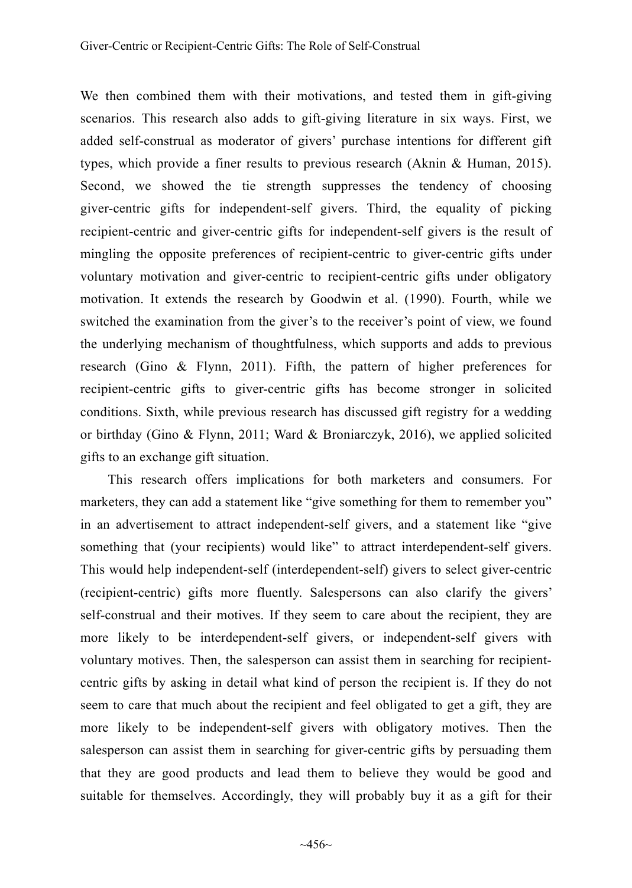We then combined them with their motivations, and tested them in gift-giving scenarios. This research also adds to gift-giving literature in six ways. First, we added self-construal as moderator of givers' purchase intentions for different gift types, which provide a finer results to previous research (Aknin & Human, 2015). Second, we showed the tie strength suppresses the tendency of choosing giver-centric gifts for independent-self givers. Third, the equality of picking recipient-centric and giver-centric gifts for independent-self givers is the result of mingling the opposite preferences of recipient-centric to giver-centric gifts under voluntary motivation and giver-centric to recipient-centric gifts under obligatory motivation. It extends the research by Goodwin et al. (1990). Fourth, while we switched the examination from the giver's to the receiver's point of view, we found the underlying mechanism of thoughtfulness, which supports and adds to previous research (Gino & Flynn, 2011). Fifth, the pattern of higher preferences for recipient-centric gifts to giver-centric gifts has become stronger in solicited conditions. Sixth, while previous research has discussed gift registry for a wedding or birthday (Gino & Flynn, 2011; Ward & Broniarczyk, 2016), we applied solicited gifts to an exchange gift situation.

This research offers implications for both marketers and consumers. For marketers, they can add a statement like "give something for them to remember you" in an advertisement to attract independent-self givers, and a statement like "give something that (your recipients) would like" to attract interdependent-self givers. This would help independent-self (interdependent-self) givers to select giver-centric (recipient-centric) gifts more fluently. Salespersons can also clarify the givers' self-construal and their motives. If they seem to care about the recipient, they are more likely to be interdependent-self givers, or independent-self givers with voluntary motives. Then, the salesperson can assist them in searching for recipient-centric gifts by asking in detail what kind of person the recipient is. If they do not seem to care that much about the recipient and feel obligated to get a gift, they are more likely to be independent-self givers with obligatory motives. Then the salesperson can assist them in searching for giver-centric gifts by persuading them that they are good products and lead them to believe they would be good and suitable for themselves. Accordingly, they will probably buy it as a gift for their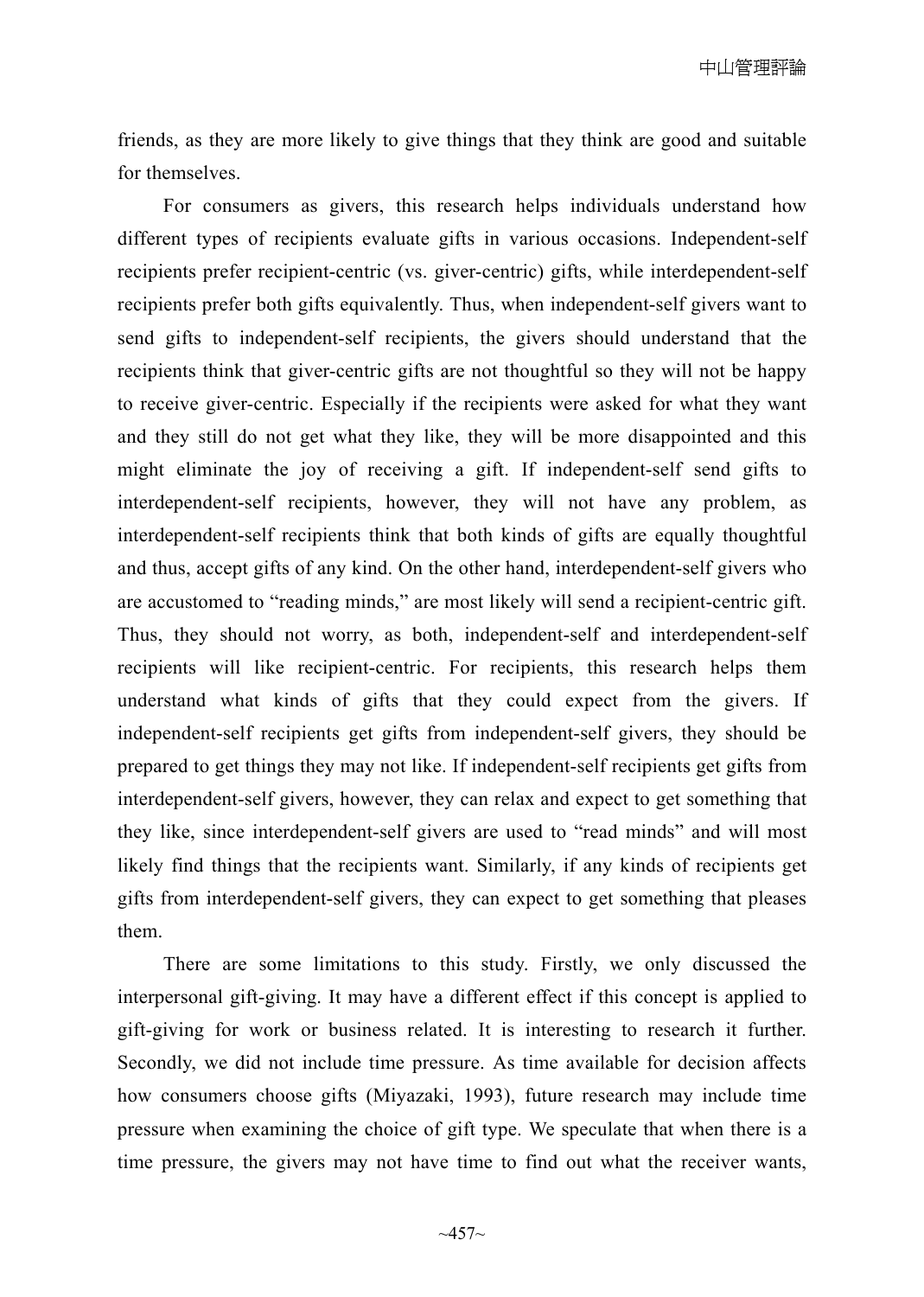friends, as they are more likely to give things that they think are good and suitable for themselves.

For consumers as givers, this research helps individuals understand how different types of recipients evaluate gifts in various occasions. Independent-self recipients prefer recipient-centric (vs. giver-centric) gifts, while interdependent-self recipients prefer both gifts equivalently. Thus, when independent-self givers want to send gifts to independent-self recipients, the givers should understand that the recipients think that giver-centric gifts are not thoughtful so they will not be happy to receive giver-centric. Especially if the recipients were asked for what they want and they still do not get what they like, they will be more disappointed and this might eliminate the joy of receiving a gift. If independent-self send gifts to interdependent-self recipients, however, they will not have any problem, as interdependent-self recipients think that both kinds of gifts are equally thoughtful and thus, accept gifts of any kind. On the other hand, interdependent-self givers who are accustomed to "reading minds," are most likely will send a recipient-centric gift. Thus, they should not worry, as both, independent-self and interdependent-self recipients will like recipient-centric. For recipients, this research helps them understand what kinds of gifts that they could expect from the givers. If independent-self recipients get gifts from independent-self givers, they should be prepared to get things they may not like. If independent-self recipients get gifts from interdependent-self givers, however, they can relax and expect to get something that they like, since interdependent-self givers are used to "read minds" and will most likely find things that the recipients want. Similarly, if any kinds of recipients get gifts from interdependent-self givers, they can expect to get something that pleases them.

There are some limitations to this study. Firstly, we only discussed the interpersonal gift-giving. It may have a different effect if this concept is applied to gift-giving for work or business related. It is interesting to research it further. Secondly, we did not include time pressure. As time available for decision affects how consumers choose gifts (Miyazaki, 1993), future research may include time pressure when examining the choice of gift type. We speculate that when there is a time pressure, the givers may not have time to find out what the receiver wants,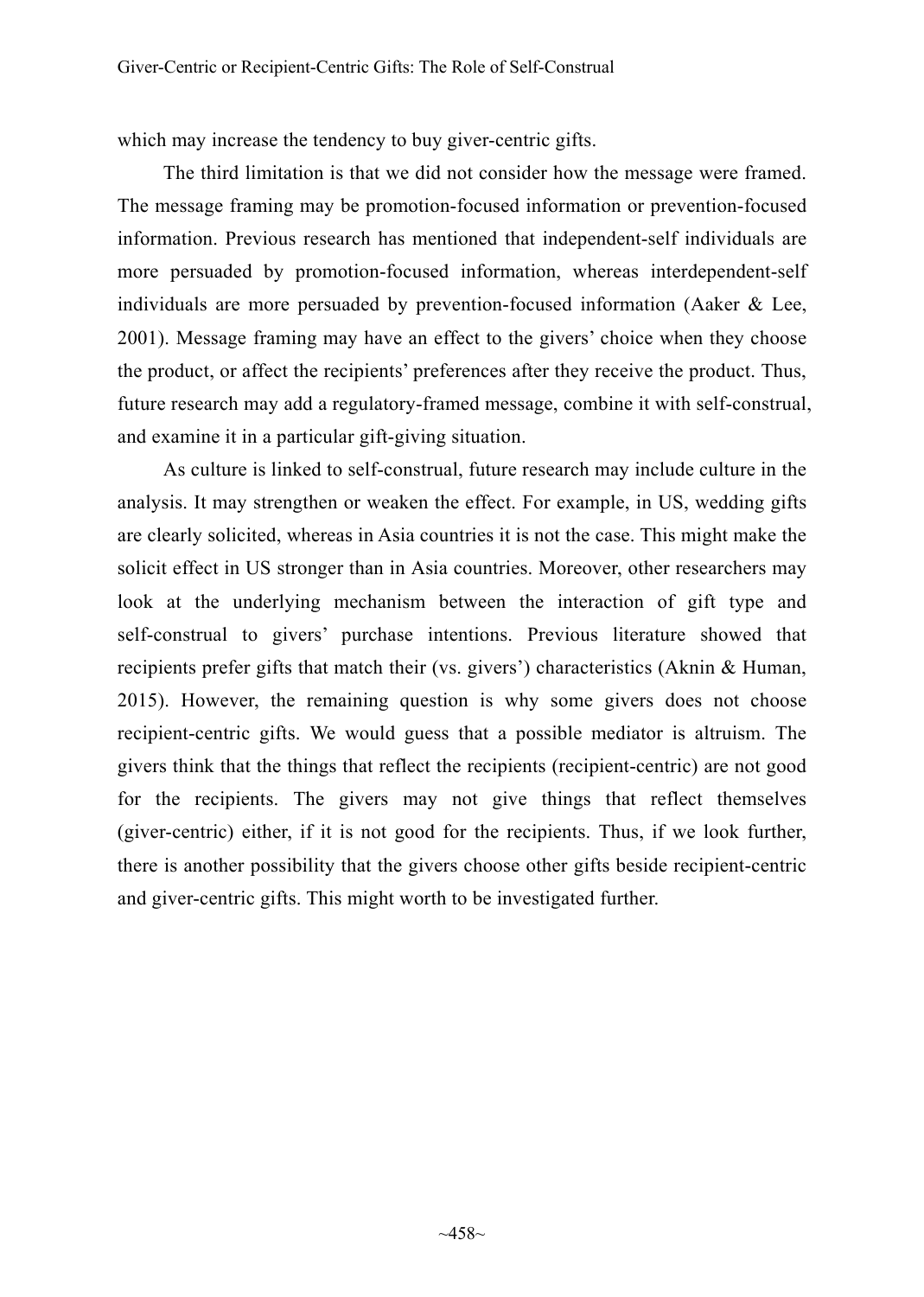which may increase the tendency to buy giver-centric gifts.

The third limitation is that we did not consider how the message were framed. The message framing may be promotion-focused information or prevention-focused information. Previous research has mentioned that independent-self individuals are more persuaded by promotion-focused information, whereas interdependent-self individuals are more persuaded by prevention-focused information (Aaker & Lee, 2001). Message framing may have an effect to the givers' choice when they choose the product, or affect the recipients' preferences after they receive the product. Thus, future research may add a regulatory-framed message, combine it with self-construal, and examine it in a particular gift-giving situation.

As culture is linked to self-construal, future research may include culture in the analysis. It may strengthen or weaken the effect. For example, in US, wedding gifts are clearly solicited, whereas in Asia countries it is not the case. This might make the solicit effect in US stronger than in Asia countries. Moreover, other researchers may look at the underlying mechanism between the interaction of gift type and self-construal to givers' purchase intentions. Previous literature showed that recipients prefer gifts that match their (vs. givers') characteristics (Aknin & Human, 2015). However, the remaining question is why some givers does not choose recipient-centric gifts. We would guess that a possible mediator is altruism. The givers think that the things that reflect the recipients (recipient-centric) are not good for the recipients. The givers may not give things that reflect themselves (giver-centric) either, if it is not good for the recipients. Thus, if we look further, there is another possibility that the givers choose other gifts beside recipient-centric and giver-centric gifts. This might worth to be investigated further.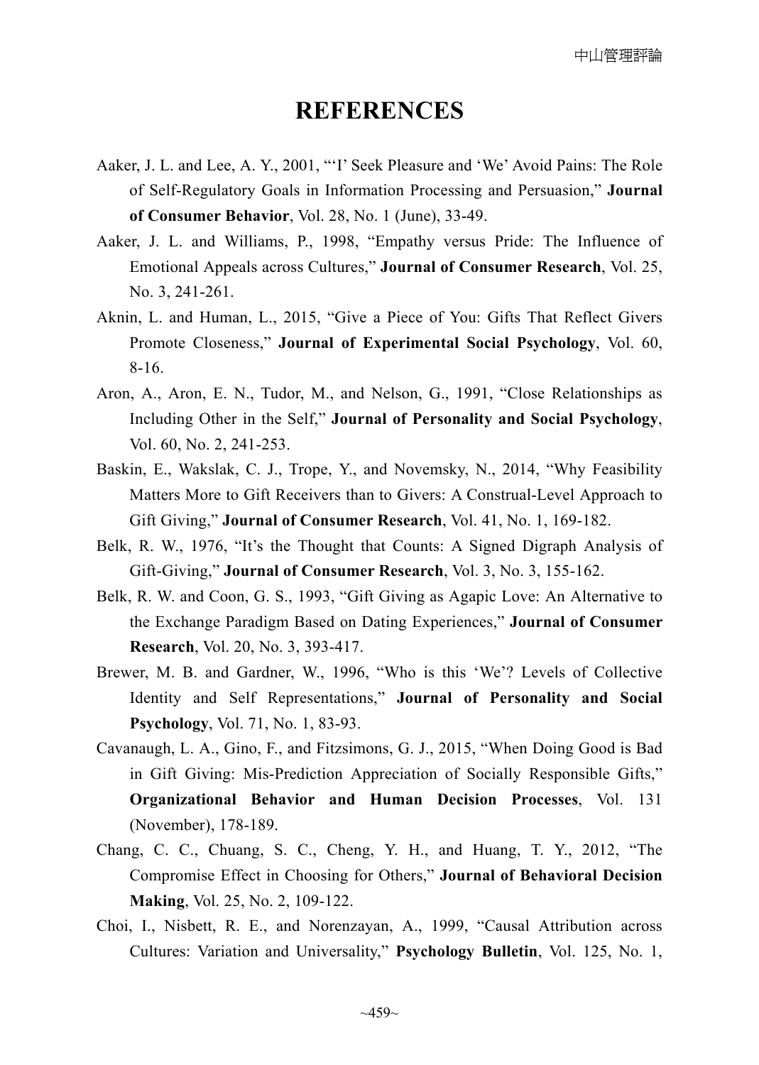# REFERENCES

Aaker, J. L. and Lee, A. Y., 2001, "'I' Seek Pleasure and 'We' Avoid Pains: The Role of Self-Regulatory Goals in Information Processing and Persuasion," **Journal of Consumer Behavior**, Vol. 28, No. 1 (June), 33-49.

Aaker, J. L. and Williams, P., 1998, "Empathy versus Pride: The Influence of Emotional Appeals across Cultures," **Journal of Consumer Research**, Vol. 25, No. 3, 241-261.

Aknin, L. and Human, L., 2015, "Give a Piece of You: Gifts That Reflect Givers Promote Closeness," **Journal of Experimental Social Psychology**, Vol. 60, 8-16.

Aron, A., Aron, E. N., Tudor, M., and Nelson, G., 1991, "Close Relationships as Including Other in the Self," **Journal of Personality and Social Psychology**, Vol. 60, No. 2, 241-253.

Baskin, E., Wakslak, C. J., Trope, Y., and Novemsky, N., 2014, "Why Feasibility Matters More to Gift Receivers than to Givers: A Construal-Level Approach to Gift Giving," **Journal of Consumer Research**, Vol. 41, No. 1, 169-182.

Belk, R. W., 1976, "It's the Thought that Counts: A Signed Digraph Analysis of Gift-Giving," **Journal of Consumer Research**, Vol. 3, No. 3, 155-162.

Belk, R. W. and Coon, G. S., 1993, "Gift Giving as Agapic Love: An Alternative to the Exchange Paradigm Based on Dating Experiences," **Journal of Consumer Research**, Vol. 20, No. 3, 393-417.

Brewer, M. B. and Gardner, W., 1996, "Who is this 'We'? Levels of Collective Identity and Self Representations," **Journal of Personality and Social Psychology**, Vol. 71, No. 1, 83-93.

Cavanaugh, L. A., Gino, F., and Fitzsimons, G. J., 2015, "When Doing Good is Bad in Gift Giving: Mis-Prediction Appreciation of Socially Responsible Gifts," **Organizational Behavior and Human Decision Processes**, Vol. 131 (November), 178-189.

Chang, C. C., Chuang, S. C., Cheng, Y. H., and Huang, T. Y., 2012, "The Compromise Effect in Choosing for Others," **Journal of Behavioral Decision Making**, Vol. 25, No. 2, 109-122.

Choi, I., Nisbett, R. E., and Norenzayan, A., 1999, "Causal Attribution across Cultures: Variation and Universality," **Psychology Bulletin**, Vol. 125, No. 1,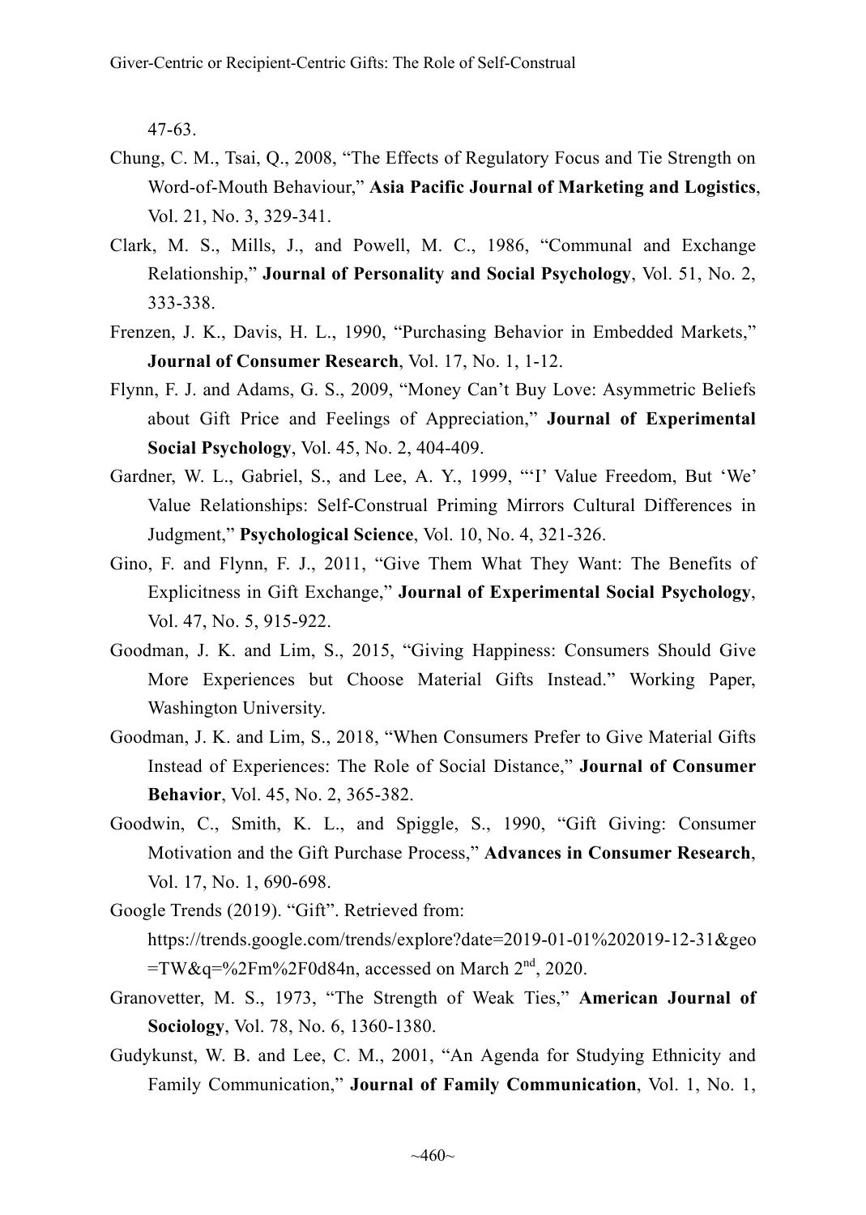47-63.

Chung, C. M., Tsai, Q., 2008, "The Effects of Regulatory Focus and Tie Strength on Word-of-Mouth Behaviour," **Asia Pacific Journal of Marketing and Logistics**, Vol. 21, No. 3, 329-341.

Clark, M. S., Mills, J., and Powell, M. C., 1986, "Communal and Exchange Relationship," **Journal of Personality and Social Psychology**, Vol. 51, No. 2, 333-338.

Frenzen, J. K., Davis, H. L., 1990, "Purchasing Behavior in Embedded Markets," **Journal of Consumer Research**, Vol. 17, No. 1, 1-12.

Flynn, F. J. and Adams, G. S., 2009, "Money Can't Buy Love: Asymmetric Beliefs about Gift Price and Feelings of Appreciation," **Journal of Experimental Social Psychology**, Vol. 45, No. 2, 404-409.

Gardner, W. L., Gabriel, S., and Lee, A. Y., 1999, "'I' Value Freedom, But 'We' Value Relationships: Self-Construal Priming Mirrors Cultural Differences in Judgment," **Psychological Science**, Vol. 10, No. 4, 321-326.

Gino, F. and Flynn, F. J., 2011, "Give Them What They Want: The Benefits of Explicitness in Gift Exchange," **Journal of Experimental Social Psychology**, Vol. 47, No. 5, 915-922.

Goodman, J. K. and Lim, S., 2015, "Giving Happiness: Consumers Should Give More Experiences but Choose Material Gifts Instead." Working Paper, Washington University.

Goodman, J. K. and Lim, S., 2018, "When Consumers Prefer to Give Material Gifts Instead of Experiences: The Role of Social Distance," **Journal of Consumer Behavior**, Vol. 45, No. 2, 365-382.

Goodwin, C., Smith, K. L., and Spiggle, S., 1990, "Gift Giving: Consumer Motivation and the Gift Purchase Process," **Advances in Consumer Research**, Vol. 17, No. 1, 690-698.

Google Trends (2019). "Gift". Retrieved from: https://trends.google.com/trends/explore?date=2019-01-01%202019-12-31&geo=TW&q=%2Fm%2F0d84n, accessed on March 2nd, 2020.

Granovetter, M. S., 1973, "The Strength of Weak Ties," **American Journal of Sociology**, Vol. 78, No. 6, 1360-1380.

Gudykunst, W. B. and Lee, C. M., 2001, "An Agenda for Studying Ethnicity and Family Communication," **Journal of Family Communication**, Vol. 1, No. 1,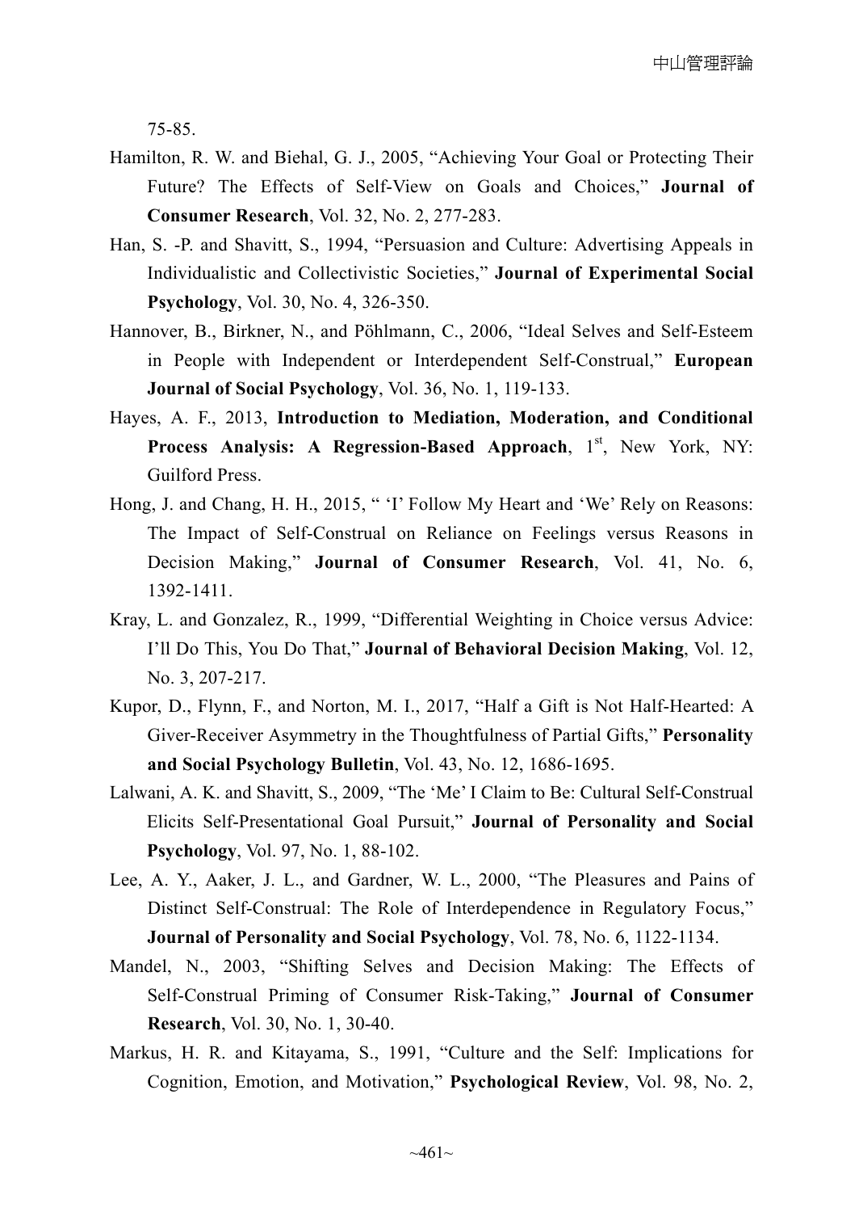75-85.

Hamilton, R. W. and Biehal, G. J., 2005, "Achieving Your Goal or Protecting Their Future? The Effects of Self-View on Goals and Choices," **Journal of Consumer Research**, Vol. 32, No. 2, 277-283.

Han, S. -P. and Shavitt, S., 1994, "Persuasion and Culture: Advertising Appeals in Individualistic and Collectivistic Societies," **Journal of Experimental Social Psychology**, Vol. 30, No. 4, 326-350.

Hannover, B., Birkner, N., and Pöhlmann, C., 2006, "Ideal Selves and Self-Esteem in People with Independent or Interdependent Self-Construal," **European Journal of Social Psychology**, Vol. 36, No. 1, 119-133.

Hayes, A. F., 2013, **Introduction to Mediation, Moderation, and Conditional Process Analysis: A Regression-Based Approach**, 1st, New York, NY: Guilford Press.

Hong, J. and Chang, H. H., 2015, " 'I' Follow My Heart and 'We' Rely on Reasons: The Impact of Self-Construal on Reliance on Feelings versus Reasons in Decision Making," **Journal of Consumer Research**, Vol. 41, No. 6, 1392-1411.

Kray, L. and Gonzalez, R., 1999, "Differential Weighting in Choice versus Advice: I'll Do This, You Do That," **Journal of Behavioral Decision Making**, Vol. 12, No. 3, 207-217.

Kupor, D., Flynn, F., and Norton, M. I., 2017, "Half a Gift is Not Half-Hearted: A Giver-Receiver Asymmetry in the Thoughtfulness of Partial Gifts," **Personality and Social Psychology Bulletin**, Vol. 43, No. 12, 1686-1695.

Lalwani, A. K. and Shavitt, S., 2009, "The 'Me' I Claim to Be: Cultural Self-Construal Elicits Self-Presentational Goal Pursuit," **Journal of Personality and Social Psychology**, Vol. 97, No. 1, 88-102.

Lee, A. Y., Aaker, J. L., and Gardner, W. L., 2000, "The Pleasures and Pains of Distinct Self-Construal: The Role of Interdependence in Regulatory Focus," **Journal of Personality and Social Psychology**, Vol. 78, No. 6, 1122-1134.

Mandel, N., 2003, "Shifting Selves and Decision Making: The Effects of Self-Construal Priming of Consumer Risk-Taking," **Journal of Consumer Research**, Vol. 30, No. 1, 30-40.

Markus, H. R. and Kitayama, S., 1991, "Culture and the Self: Implications for Cognition, Emotion, and Motivation," **Psychological Review**, Vol. 98, No. 2,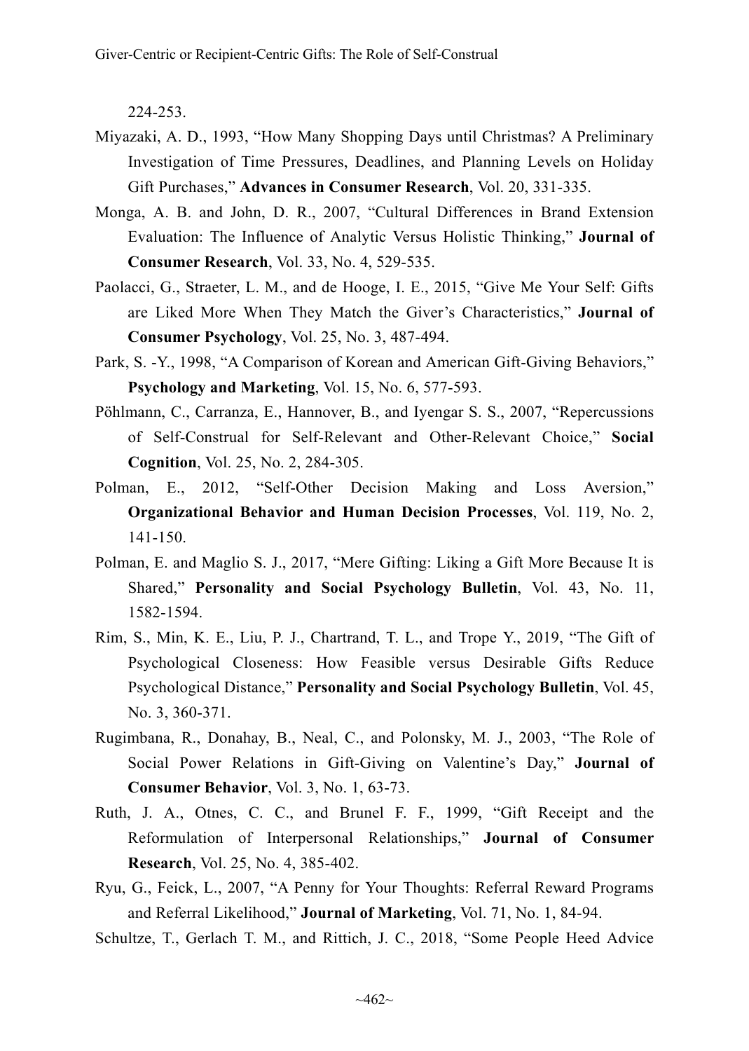224-253.

Miyazaki, A. D., 1993, "How Many Shopping Days until Christmas? A Preliminary Investigation of Time Pressures, Deadlines, and Planning Levels on Holiday Gift Purchases," **Advances in Consumer Research**, Vol. 20, 331-335.

Monga, A. B. and John, D. R., 2007, "Cultural Differences in Brand Extension Evaluation: The Influence of Analytic Versus Holistic Thinking," **Journal of Consumer Research**, Vol. 33, No. 4, 529-535.

Paolacci, G., Straeter, L. M., and de Hooge, I. E., 2015, "Give Me Your Self: Gifts are Liked More When They Match the Giver's Characteristics," **Journal of Consumer Psychology**, Vol. 25, No. 3, 487-494.

Park, S. -Y., 1998, "A Comparison of Korean and American Gift-Giving Behaviors," **Psychology and Marketing**, Vol. 15, No. 6, 577-593.

Pöhlmann, C., Carranza, E., Hannover, B., and Iyengar S. S., 2007, "Repercussions of Self-Construal for Self-Relevant and Other-Relevant Choice," **Social Cognition**, Vol. 25, No. 2, 284-305.

Polman, E., 2012, "Self-Other Decision Making and Loss Aversion," **Organizational Behavior and Human Decision Processes**, Vol. 119, No. 2, 141-150.

Polman, E. and Maglio S. J., 2017, "Mere Gifting: Liking a Gift More Because It is Shared," **Personality and Social Psychology Bulletin**, Vol. 43, No. 11, 1582-1594.

Rim, S., Min, K. E., Liu, P. J., Chartrand, T. L., and Trope Y., 2019, "The Gift of Psychological Closeness: How Feasible versus Desirable Gifts Reduce Psychological Distance," **Personality and Social Psychology Bulletin**, Vol. 45, No. 3, 360-371.

Rugimbana, R., Donahay, B., Neal, C., and Polonsky, M. J., 2003, "The Role of Social Power Relations in Gift-Giving on Valentine's Day," **Journal of Consumer Behavior**, Vol. 3, No. 1, 63-73.

Ruth, J. A., Otnes, C. C., and Brunel F. F., 1999, "Gift Receipt and the Reformulation of Interpersonal Relationships," **Journal of Consumer Research**, Vol. 25, No. 4, 385-402.

Ryu, G., Feick, L., 2007, "A Penny for Your Thoughts: Referral Reward Programs and Referral Likelihood," **Journal of Marketing**, Vol. 71, No. 1, 84-94.

Schultze, T., Gerlach T. M., and Rittich, J. C., 2018, "Some People Heed Advice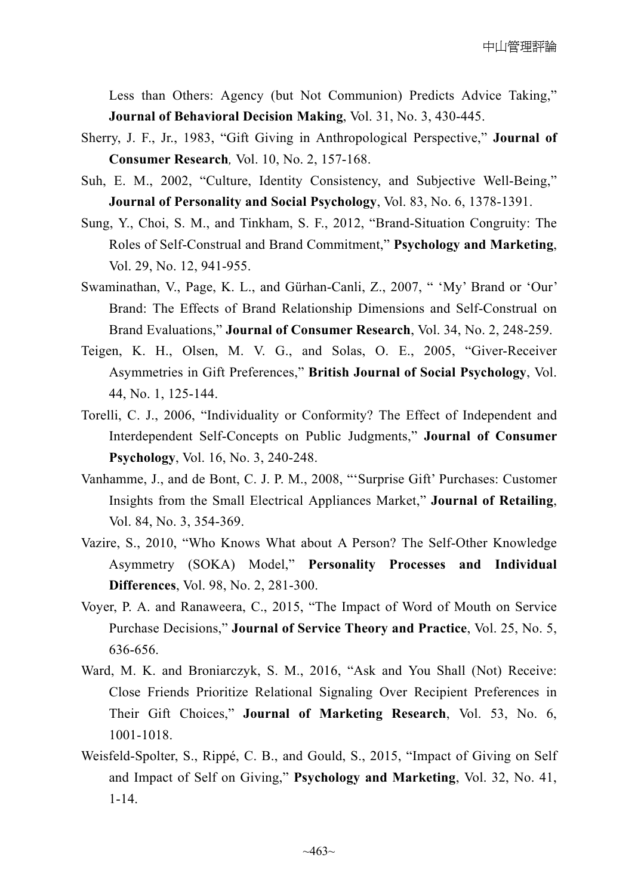Less than Others: Agency (but Not Communion) Predicts Advice Taking," **Journal of Behavioral Decision Making**, Vol. 31, No. 3, 430-445.

Sherry, J. F., Jr., 1983, "Gift Giving in Anthropological Perspective," **Journal of Consumer Research**, Vol. 10, No. 2, 157-168.

Suh, E. M., 2002, "Culture, Identity Consistency, and Subjective Well-Being," **Journal of Personality and Social Psychology**, Vol. 83, No. 6, 1378-1391.

Sung, Y., Choi, S. M., and Tinkham, S. F., 2012, "Brand-Situation Congruity: The Roles of Self-Construal and Brand Commitment," **Psychology and Marketing**, Vol. 29, No. 12, 941-955.

Swaminathan, V., Page, K. L., and Gürhan-Canli, Z., 2007, " 'My' Brand or 'Our' Brand: The Effects of Brand Relationship Dimensions and Self-Construal on Brand Evaluations," **Journal of Consumer Research**, Vol. 34, No. 2, 248-259.

Teigen, K. H., Olsen, M. V. G., and Solas, O. E., 2005, "Giver-Receiver Asymmetries in Gift Preferences," **British Journal of Social Psychology**, Vol. 44, No. 1, 125-144.

Torelli, C. J., 2006, "Individuality or Conformity? The Effect of Independent and Interdependent Self-Concepts on Public Judgments," **Journal of Consumer Psychology**, Vol. 16, No. 3, 240-248.

Vanhamme, J., and de Bont, C. J. P. M., 2008, "'Surprise Gift' Purchases: Customer Insights from the Small Electrical Appliances Market," **Journal of Retailing**, Vol. 84, No. 3, 354-369.

Vazire, S., 2010, "Who Knows What about A Person? The Self-Other Knowledge Asymmetry (SOKA) Model," **Personality Processes and Individual Differences**, Vol. 98, No. 2, 281-300.

Voyer, P. A. and Ranaweera, C., 2015, "The Impact of Word of Mouth on Service Purchase Decisions," **Journal of Service Theory and Practice**, Vol. 25, No. 5, 636-656.

Ward, M. K. and Broniarczyk, S. M., 2016, "Ask and You Shall (Not) Receive: Close Friends Prioritize Relational Signaling Over Recipient Preferences in Their Gift Choices," **Journal of Marketing Research**, Vol. 53, No. 6, 1001-1018.

Weisfeld-Spolter, S., Rippé, C. B., and Gould, S., 2015, "Impact of Giving on Self and Impact of Self on Giving," **Psychology and Marketing**, Vol. 32, No. 41, 1-14.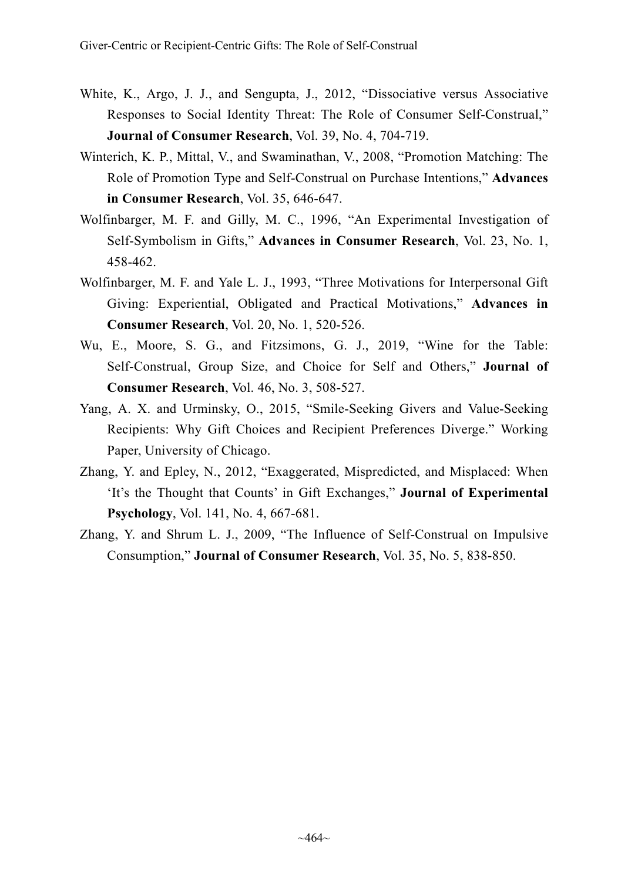White, K., Argo, J. J., and Sengupta, J., 2012, “Dissociative versus Associative Responses to Social Identity Threat: The Role of Consumer Self-Construal,” **Journal of Consumer Research**, Vol. 39, No. 4, 704-719.

Winterich, K. P., Mittal, V., and Swaminathan, V., 2008, “Promotion Matching: The Role of Promotion Type and Self-Construal on Purchase Intentions,” **Advances in Consumer Research**, Vol. 35, 646-647.

Wolfinbarger, M. F. and Gilly, M. C., 1996, “An Experimental Investigation of Self-Symbolism in Gifts,” **Advances in Consumer Research**, Vol. 23, No. 1, 458-462.

Wolfinbarger, M. F. and Yale L. J., 1993, “Three Motivations for Interpersonal Gift Giving: Experiential, Obligated and Practical Motivations,” **Advances in Consumer Research**, Vol. 20, No. 1, 520-526.

Wu, E., Moore, S. G., and Fitzsimons, G. J., 2019, “Wine for the Table: Self-Construal, Group Size, and Choice for Self and Others,” **Journal of Consumer Research**, Vol. 46, No. 3, 508-527.

Yang, A. X. and Urminsky, O., 2015, “Smile-Seeking Givers and Value-Seeking Recipients: Why Gift Choices and Recipient Preferences Diverge.” Working Paper, University of Chicago.

Zhang, Y. and Epley, N., 2012, “Exaggerated, Mispredicted, and Misplaced: When ‘It’s the Thought that Counts’ in Gift Exchanges,” **Journal of Experimental Psychology**, Vol. 141, No. 4, 667-681.

Zhang, Y. and Shrum L. J., 2009, “The Influence of Self-Construal on Impulsive Consumption,” **Journal of Consumer Research**, Vol. 35, No. 5, 838-850.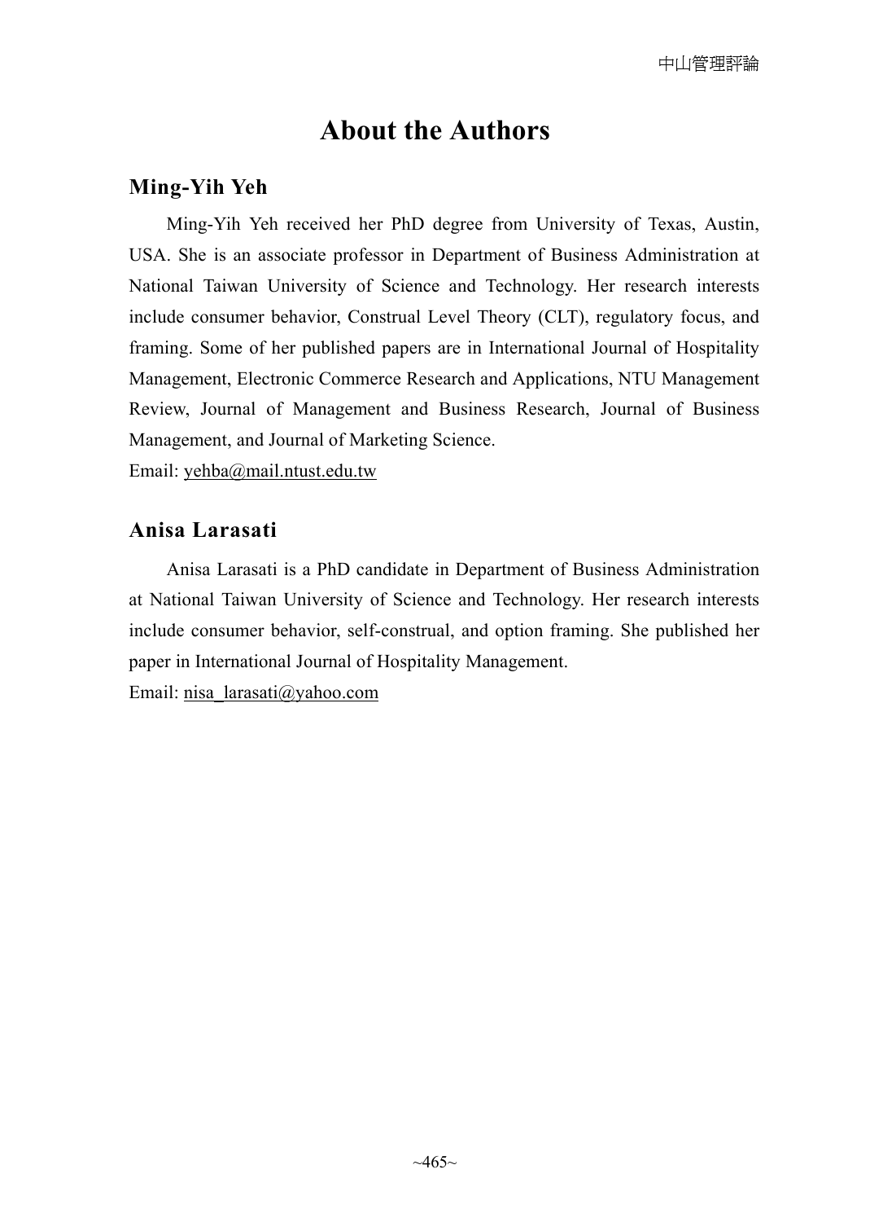# About the Authors

## Ming-Yih Yeh

Ming-Yih Yeh received her PhD degree from University of Texas, Austin, USA. She is an associate professor in Department of Business Administration at National Taiwan University of Science and Technology. Her research interests include consumer behavior, Construal Level Theory (CLT), regulatory focus, and framing. Some of her published papers are in International Journal of Hospitality Management, Electronic Commerce Research and Applications, NTU Management Review, Journal of Management and Business Research, Journal of Business Management, and Journal of Marketing Science.

Email: yehba@mail.ntust.edu.tw

## Anisa Larasati

Anisa Larasati is a PhD candidate in Department of Business Administration at National Taiwan University of Science and Technology. Her research interests include consumer behavior, self-construal, and option framing. She published her paper in International Journal of Hospitality Management.

Email: nisa_larasati@yahoo.com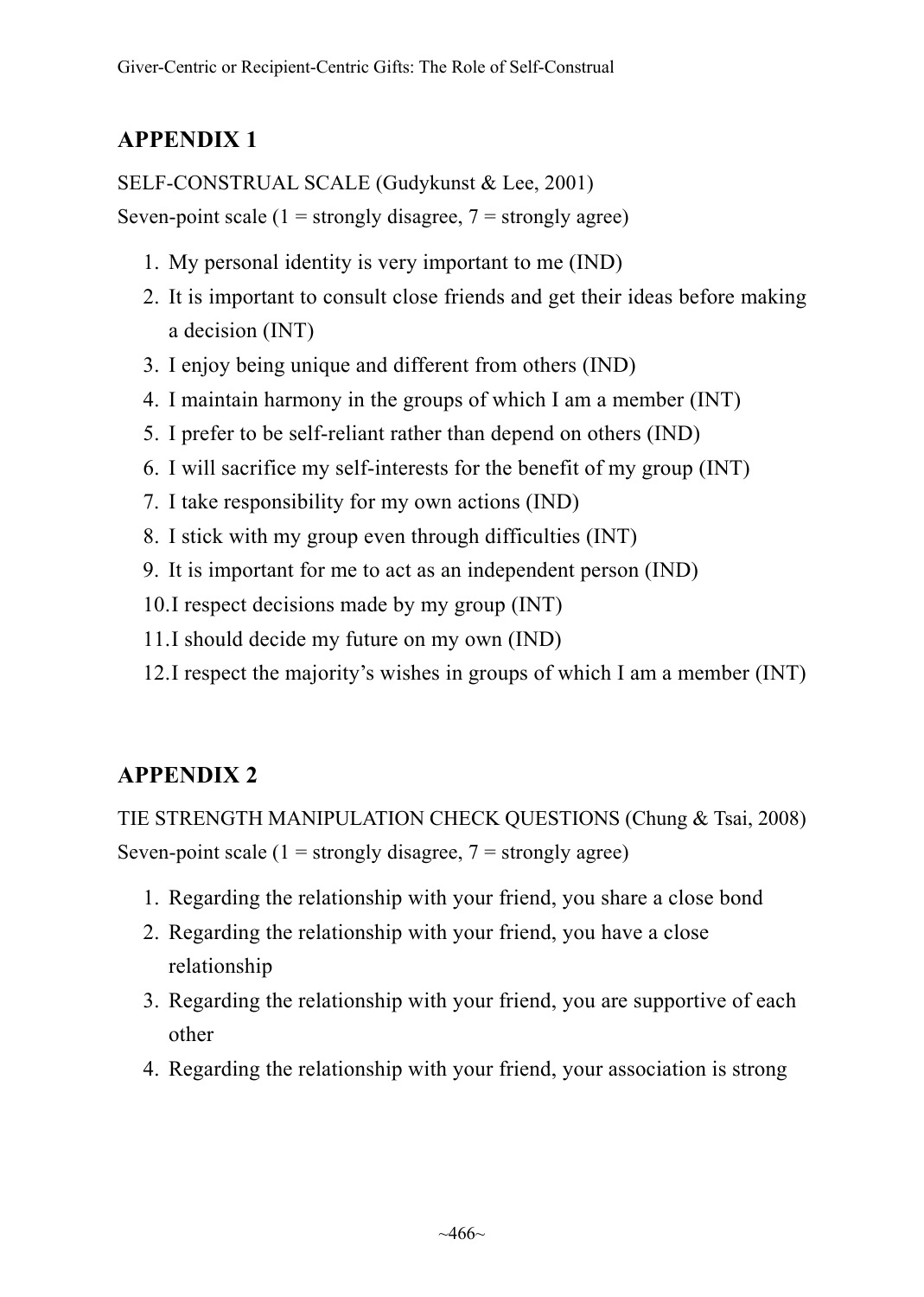## APPENDIX 1

SELF-CONSTRUAL SCALE (Gudykunst & Lee, 2001)
Seven-point scale (1 = strongly disagree, 7 = strongly agree)

1. My personal identity is very important to me (IND)
2. It is important to consult close friends and get their ideas before making a decision (INT)
3. I enjoy being unique and different from others (IND)
4. I maintain harmony in the groups of which I am a member (INT)
5. I prefer to be self-reliant rather than depend on others (IND)
6. I will sacrifice my self-interests for the benefit of my group (INT)
7. I take responsibility for my own actions (IND)
8. I stick with my group even through difficulties (INT)
9. It is important for me to act as an independent person (IND)
10. I respect decisions made by my group (INT)
11. I should decide my future on my own (IND)
12. I respect the majority's wishes in groups of which I am a member (INT)

## APPENDIX 2

TIE STRENGTH MANIPULATION CHECK QUESTIONS (Chung & Tsai, 2008)
Seven-point scale (1 = strongly disagree, 7 = strongly agree)

1. Regarding the relationship with your friend, you share a close bond
2. Regarding the relationship with your friend, you have a close relationship
3. Regarding the relationship with your friend, you are supportive of each other
4. Regarding the relationship with your friend, your association is strong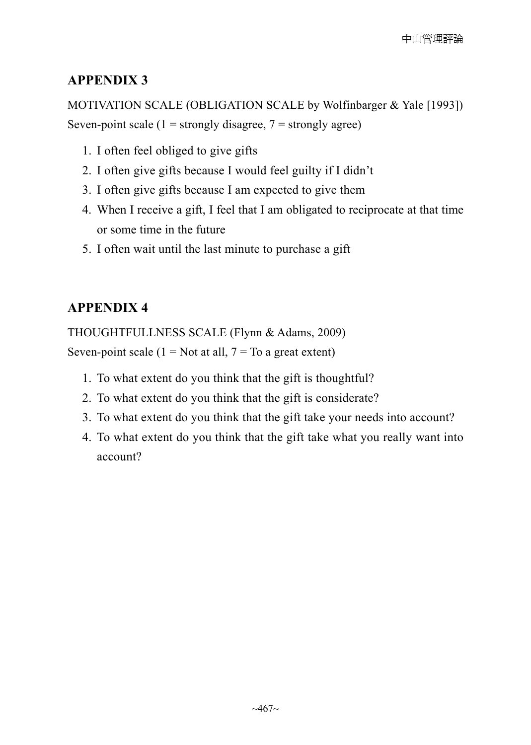## APPENDIX 3

MOTIVATION SCALE (OBLIGATION SCALE by Wolfinbarger & Yale [1993])
Seven-point scale (1 = strongly disagree, 7 = strongly agree)

1. I often feel obliged to give gifts
2. I often give gifts because I would feel guilty if I didn't
3. I often give gifts because I am expected to give them
4. When I receive a gift, I feel that I am obligated to reciprocate at that time or some time in the future
5. I often wait until the last minute to purchase a gift

## APPENDIX 4

THOUGHTFULLNESS SCALE (Flynn & Adams, 2009)
Seven-point scale (1 = Not at all, 7 = To a great extent)

1. To what extent do you think that the gift is thoughtful?
2. To what extent do you think that the gift is considerate?
3. To what extent do you think that the gift take your needs into account?
4. To what extent do you think that the gift take what you really want into account?